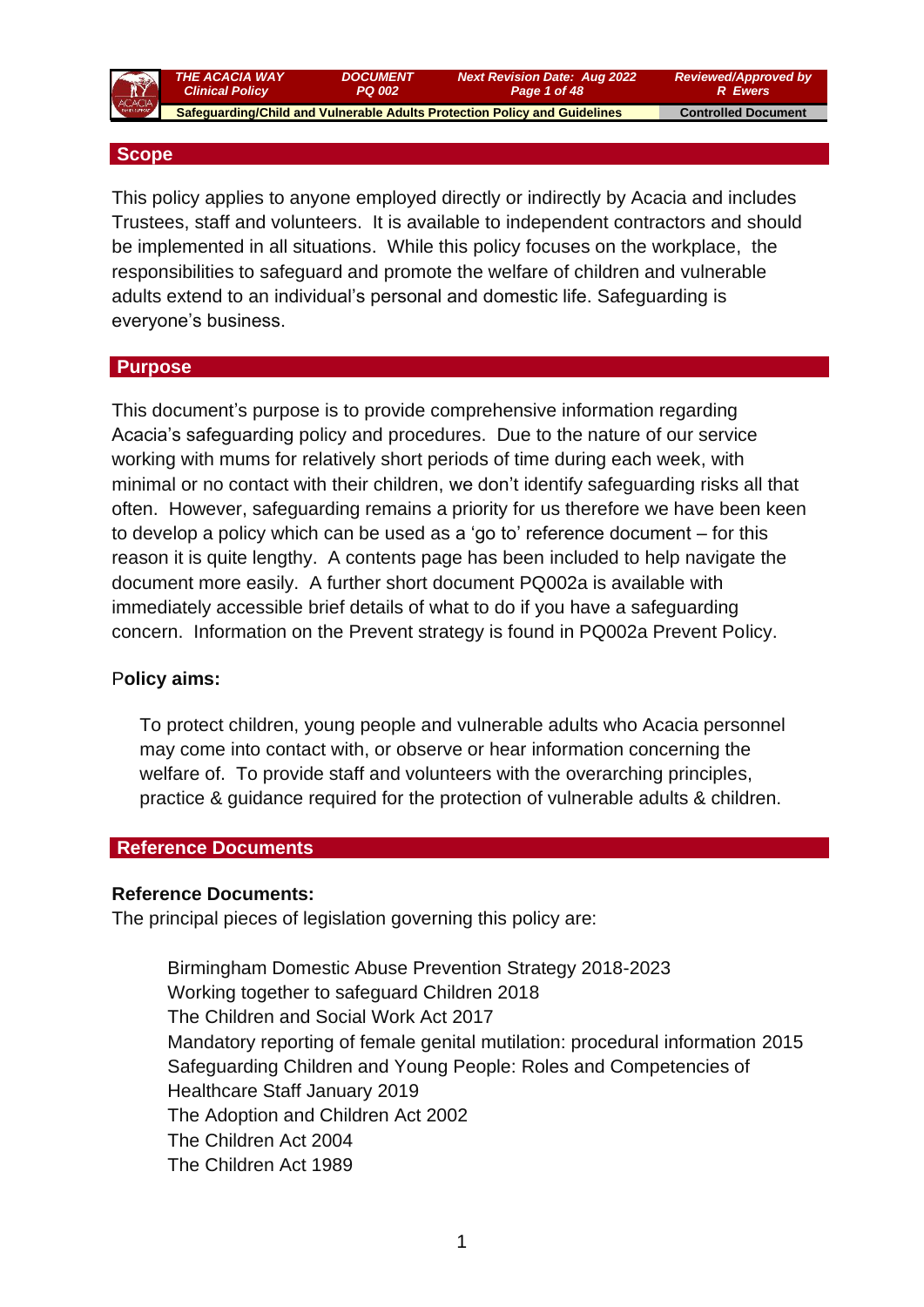## Scope

This policy applies to anyone employed directly or indirectly by Acacia and includes Trustees, staff and volunteers. It is available to independent contractors and should be implemented in all situations. While this policy focuses on the workplace, the responsibilities to safeguard and promote the welfare of children and vulnerable adults extend to an individual's personal and domestic life. Safeguarding is everyone's business.

## Purpose

This document's purpose is to provide comprehensive information regarding Acacia's safeguarding policy and procedures. Due to the nature of our service working with mums for relatively short periods of time during each week, with minimal or no contact with their children, we don't identify safeguarding risks all that often. However, safeguarding remains a priority for us therefore we have been keen to develop a policy which can be used as a 'go to' reference document – for this reason it is quite lengthy. A contents page has been included to help navigate the document more easily. A further short document PQ002a is available with immediately accessible brief details of what to do if you have a safeguarding concern. Information on the Prevent strategy is found in PQ002a Prevent Policy.

**Policy aims:**

To protect children, young people and vulnerable adults who Acacia personnel may come into contact with, or observe or hear information concerning the welfare of. To provide staff and volunteers with the overarching principles, practice & guidance required for the protection of vulnerable adults & children.

## Reference Documents

**Reference Documents:**

The principal pieces of legislation governing this policy are:

Birmingham Domestic Abuse Prevention Strategy 2018-2023
Working together to safeguard Children 2018
The Children and Social Work Act 2017
Mandatory reporting of female genital mutilation: procedural information 2015
Safeguarding Children and Young People: Roles and Competencies of Healthcare Staff January 2019
The Adoption and Children Act 2002
The Children Act 2004
The Children Act 1989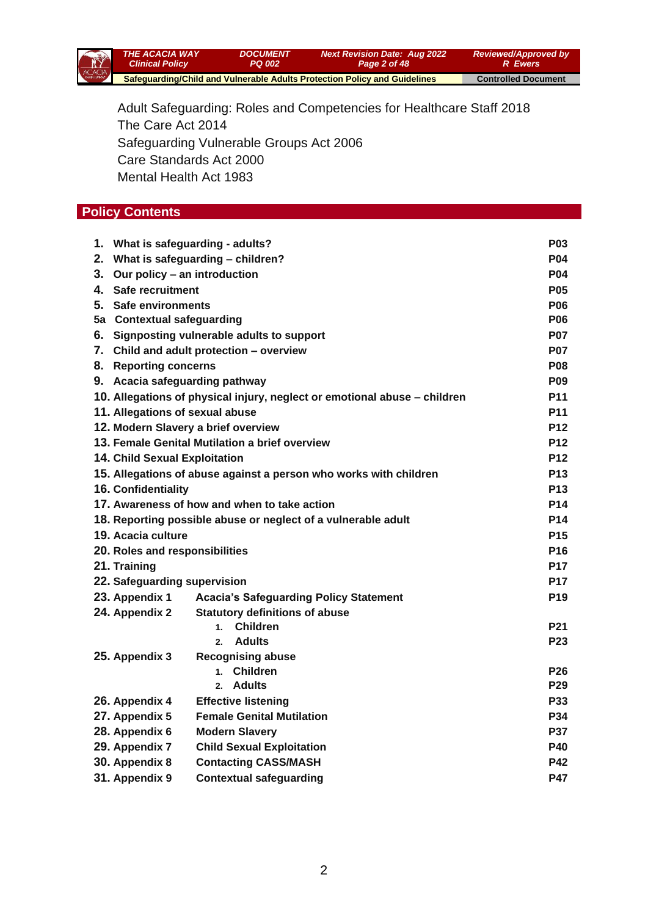Adult Safeguarding: Roles and Competencies for Healthcare Staff 2018
The Care Act 2014
Safeguarding Vulnerable Groups Act 2006
Care Standards Act 2000
Mental Health Act 1983

## Policy Contents

| | | |
|---|---|---|
| **1.** | **What is safeguarding - adults?** | **P03** |
| **2.** | **What is safeguarding – children?** | **P04** |
| **3.** | **Our policy – an introduction** | **P04** |
| **4.** | **Safe recruitment** | **P05** |
| **5.** | **Safe environments** | **P06** |
| **5a** | **Contextual safeguarding** | **P06** |
| **6.** | **Signposting vulnerable adults to support** | **P07** |
| **7.** | **Child and adult protection – overview** | **P07** |
| **8.** | **Reporting concerns** | **P08** |
| **9.** | **Acacia safeguarding pathway** | **P09** |
| **10.** | **Allegations of physical injury, neglect or emotional abuse – children** | **P11** |
| **11.** | **Allegations of sexual abuse** | **P11** |
| **12.** | **Modern Slavery a brief overview** | **P12** |
| **13.** | **Female Genital Mutilation a brief overview** | **P12** |
| **14.** | **Child Sexual Exploitation** | **P12** |
| **15.** | **Allegations of abuse against a person who works with children** | **P13** |
| **16.** | **Confidentiality** | **P13** |
| **17.** | **Awareness of how and when to take action** | **P14** |
| **18.** | **Reporting possible abuse or neglect of a vulnerable adult** | **P14** |
| **19.** | **Acacia culture** | **P15** |
| **20.** | **Roles and responsibilities** | **P16** |
| **21.** | **Training** | **P17** |
| **22.** | **Safeguarding supervision** | **P17** |
| **23. Appendix 1** | **Acacia's Safeguarding Policy Statement** | **P19** |
| **24. Appendix 2** | **Statutory definitions of abuse** | |
| | 1. **Children** | **P21** |
| | 2. **Adults** | **P23** |
| **25. Appendix 3** | **Recognising abuse** | |
| | 1. **Children** | **P26** |
| | 2. **Adults** | **P29** |
| **26. Appendix 4** | **Effective listening** | **P33** |
| **27. Appendix 5** | **Female Genital Mutilation** | **P34** |
| **28. Appendix 6** | **Modern Slavery** | **P37** |
| **29. Appendix 7** | **Child Sexual Exploitation** | **P40** |
| **30. Appendix 8** | **Contacting CASS/MASH** | **P42** |
| **31. Appendix 9** | **Contextual safeguarding** | **P47** |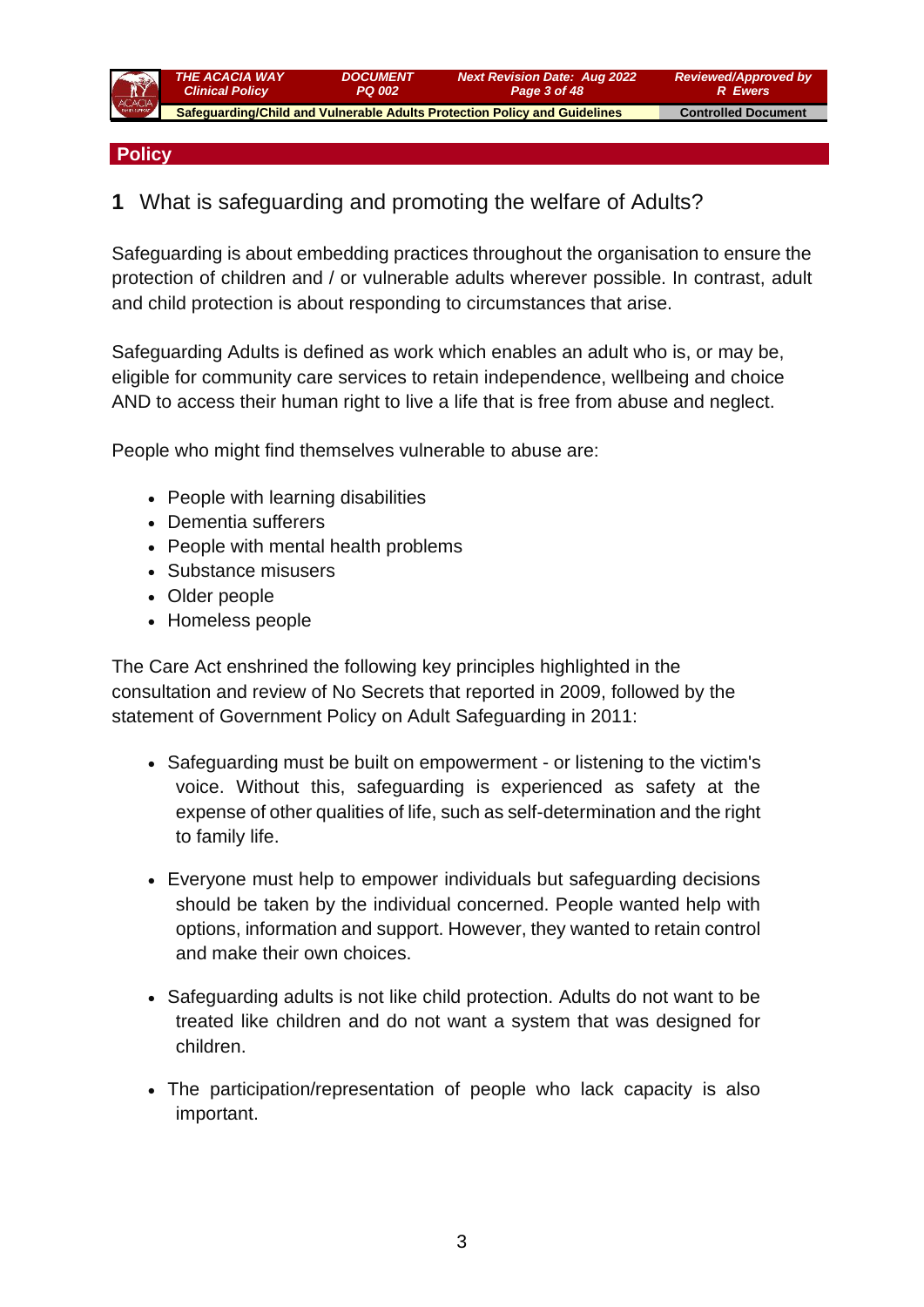## Policy

### 1 What is safeguarding and promoting the welfare of Adults?

Safeguarding is about embedding practices throughout the organisation to ensure the protection of children and / or vulnerable adults wherever possible. In contrast, adult and child protection is about responding to circumstances that arise.

Safeguarding Adults is defined as work which enables an adult who is, or may be, eligible for community care services to retain independence, wellbeing and choice AND to access their human right to live a life that is free from abuse and neglect.

People who might find themselves vulnerable to abuse are:

- People with learning disabilities
- Dementia sufferers
- People with mental health problems
- Substance misusers
- Older people
- Homeless people

The Care Act enshrined the following key principles highlighted in the consultation and review of No Secrets that reported in 2009, followed by the statement of Government Policy on Adult Safeguarding in 2011:

- Safeguarding must be built on empowerment - or listening to the victim's voice. Without this, safeguarding is experienced as safety at the expense of other qualities of life, such as self-determination and the right to family life.

- Everyone must help to empower individuals but safeguarding decisions should be taken by the individual concerned. People wanted help with options, information and support. However, they wanted to retain control and make their own choices.

- Safeguarding adults is not like child protection. Adults do not want to be treated like children and do not want a system that was designed for children.

- The participation/representation of people who lack capacity is also important.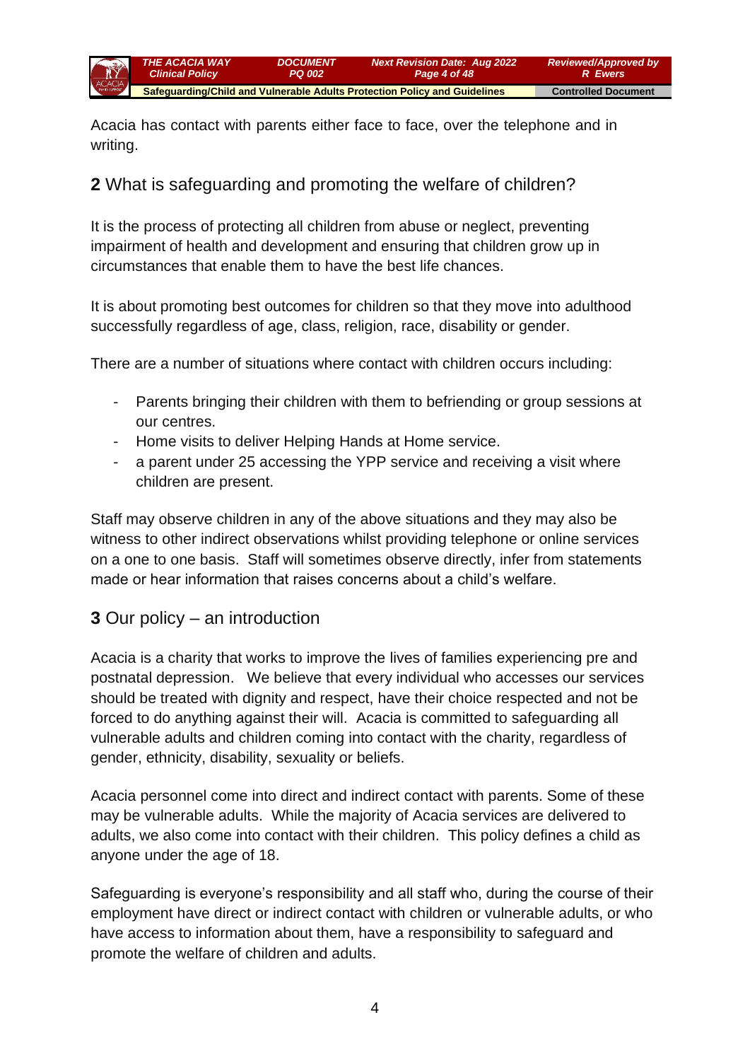Acacia has contact with parents either face to face, over the telephone and in writing.

## 2 What is safeguarding and promoting the welfare of children?

It is the process of protecting all children from abuse or neglect, preventing impairment of health and development and ensuring that children grow up in circumstances that enable them to have the best life chances.

It is about promoting best outcomes for children so that they move into adulthood successfully regardless of age, class, religion, race, disability or gender.

There are a number of situations where contact with children occurs including:

- Parents bringing their children with them to befriending or group sessions at our centres.
- Home visits to deliver Helping Hands at Home service.
- a parent under 25 accessing the YPP service and receiving a visit where children are present.

Staff may observe children in any of the above situations and they may also be witness to other indirect observations whilst providing telephone or online services on a one to one basis. Staff will sometimes observe directly, infer from statements made or hear information that raises concerns about a child's welfare.

## 3 Our policy – an introduction

Acacia is a charity that works to improve the lives of families experiencing pre and postnatal depression. We believe that every individual who accesses our services should be treated with dignity and respect, have their choice respected and not be forced to do anything against their will. Acacia is committed to safeguarding all vulnerable adults and children coming into contact with the charity, regardless of gender, ethnicity, disability, sexuality or beliefs.

Acacia personnel come into direct and indirect contact with parents. Some of these may be vulnerable adults. While the majority of Acacia services are delivered to adults, we also come into contact with their children. This policy defines a child as anyone under the age of 18.

Safeguarding is everyone's responsibility and all staff who, during the course of their employment have direct or indirect contact with children or vulnerable adults, or who have access to information about them, have a responsibility to safeguard and promote the welfare of children and adults.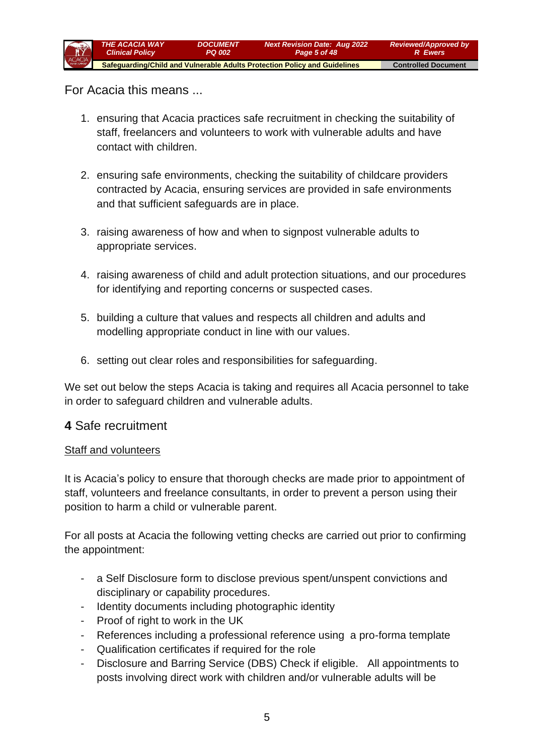For Acacia this means ...

1. ensuring that Acacia practices safe recruitment in checking the suitability of staff, freelancers and volunteers to work with vulnerable adults and have contact with children.

2. ensuring safe environments, checking the suitability of childcare providers contracted by Acacia, ensuring services are provided in safe environments and that sufficient safeguards are in place.

3. raising awareness of how and when to signpost vulnerable adults to appropriate services.

4. raising awareness of child and adult protection situations, and our procedures for identifying and reporting concerns or suspected cases.

5. building a culture that values and respects all children and adults and modelling appropriate conduct in line with our values.

6. setting out clear roles and responsibilities for safeguarding.

We set out below the steps Acacia is taking and requires all Acacia personnel to take in order to safeguard children and vulnerable adults.

## **4** Safe recruitment

<u>Staff and volunteers</u>

It is Acacia's policy to ensure that thorough checks are made prior to appointment of staff, volunteers and freelance consultants, in order to prevent a person using their position to harm a child or vulnerable parent.

For all posts at Acacia the following vetting checks are carried out prior to confirming the appointment:

- a Self Disclosure form to disclose previous spent/unspent convictions and disciplinary or capability procedures.
- Identity documents including photographic identity
- Proof of right to work in the UK
- References including a professional reference using a pro-forma template
- Qualification certificates if required for the role
- Disclosure and Barring Service (DBS) Check if eligible. All appointments to posts involving direct work with children and/or vulnerable adults will be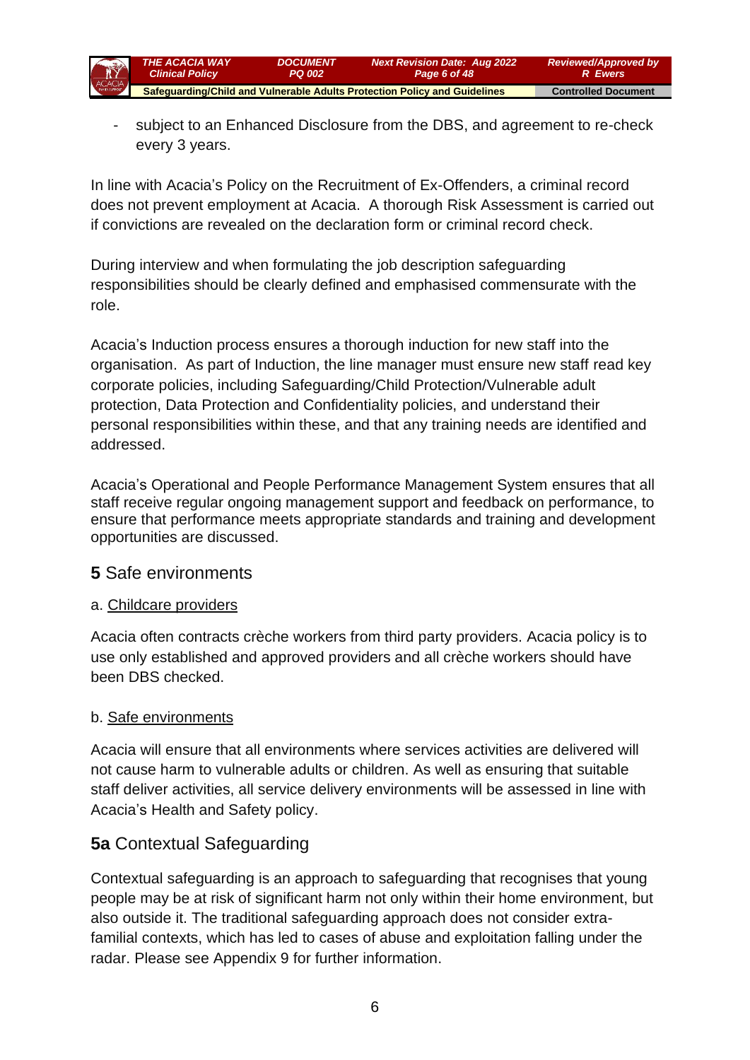- subject to an Enhanced Disclosure from the DBS, and agreement to re-check every 3 years.

In line with Acacia's Policy on the Recruitment of Ex-Offenders, a criminal record does not prevent employment at Acacia. A thorough Risk Assessment is carried out if convictions are revealed on the declaration form or criminal record check.

During interview and when formulating the job description safeguarding responsibilities should be clearly defined and emphasised commensurate with the role.

Acacia's Induction process ensures a thorough induction for new staff into the organisation. As part of Induction, the line manager must ensure new staff read key corporate policies, including Safeguarding/Child Protection/Vulnerable adult protection, Data Protection and Confidentiality policies, and understand their personal responsibilities within these, and that any training needs are identified and addressed.

Acacia's Operational and People Performance Management System ensures that all staff receive regular ongoing management support and feedback on performance, to ensure that performance meets appropriate standards and training and development opportunities are discussed.

## **5** Safe environments

a. <u>Childcare providers</u>

Acacia often contracts crèche workers from third party providers. Acacia policy is to use only established and approved providers and all crèche workers should have been DBS checked.

b. <u>Safe environments</u>

Acacia will ensure that all environments where services activities are delivered will not cause harm to vulnerable adults or children. As well as ensuring that suitable staff deliver activities, all service delivery environments will be assessed in line with Acacia's Health and Safety policy.

## **5a** Contextual Safeguarding

Contextual safeguarding is an approach to safeguarding that recognises that young people may be at risk of significant harm not only within their home environment, but also outside it. The traditional safeguarding approach does not consider extra-familial contexts, which has led to cases of abuse and exploitation falling under the radar. Please see Appendix 9 for further information.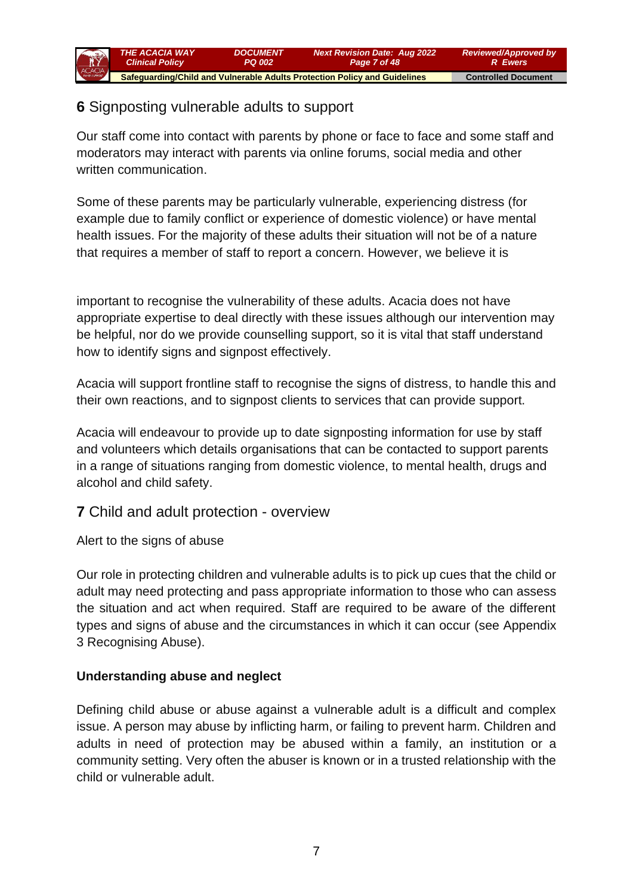## **6** Signposting vulnerable adults to support

Our staff come into contact with parents by phone or face to face and some staff and moderators may interact with parents via online forums, social media and other written communication.

Some of these parents may be particularly vulnerable, experiencing distress (for example due to family conflict or experience of domestic violence) or have mental health issues. For the majority of these adults their situation will not be of a nature that requires a member of staff to report a concern. However, we believe it is important to recognise the vulnerability of these adults. Acacia does not have appropriate expertise to deal directly with these issues although our intervention may be helpful, nor do we provide counselling support, so it is vital that staff understand how to identify signs and signpost effectively.

Acacia will support frontline staff to recognise the signs of distress, to handle this and their own reactions, and to signpost clients to services that can provide support.

Acacia will endeavour to provide up to date signposting information for use by staff and volunteers which details organisations that can be contacted to support parents in a range of situations ranging from domestic violence, to mental health, drugs and alcohol and child safety.

## **7** Child and adult protection - overview

Alert to the signs of abuse

Our role in protecting children and vulnerable adults is to pick up cues that the child or adult may need protecting and pass appropriate information to those who can assess the situation and act when required. Staff are required to be aware of the different types and signs of abuse and the circumstances in which it can occur (see Appendix 3 Recognising Abuse).

**Understanding abuse and neglect**

Defining child abuse or abuse against a vulnerable adult is a difficult and complex issue. A person may abuse by inflicting harm, or failing to prevent harm. Children and adults in need of protection may be abused within a family, an institution or a community setting. Very often the abuser is known or in a trusted relationship with the child or vulnerable adult.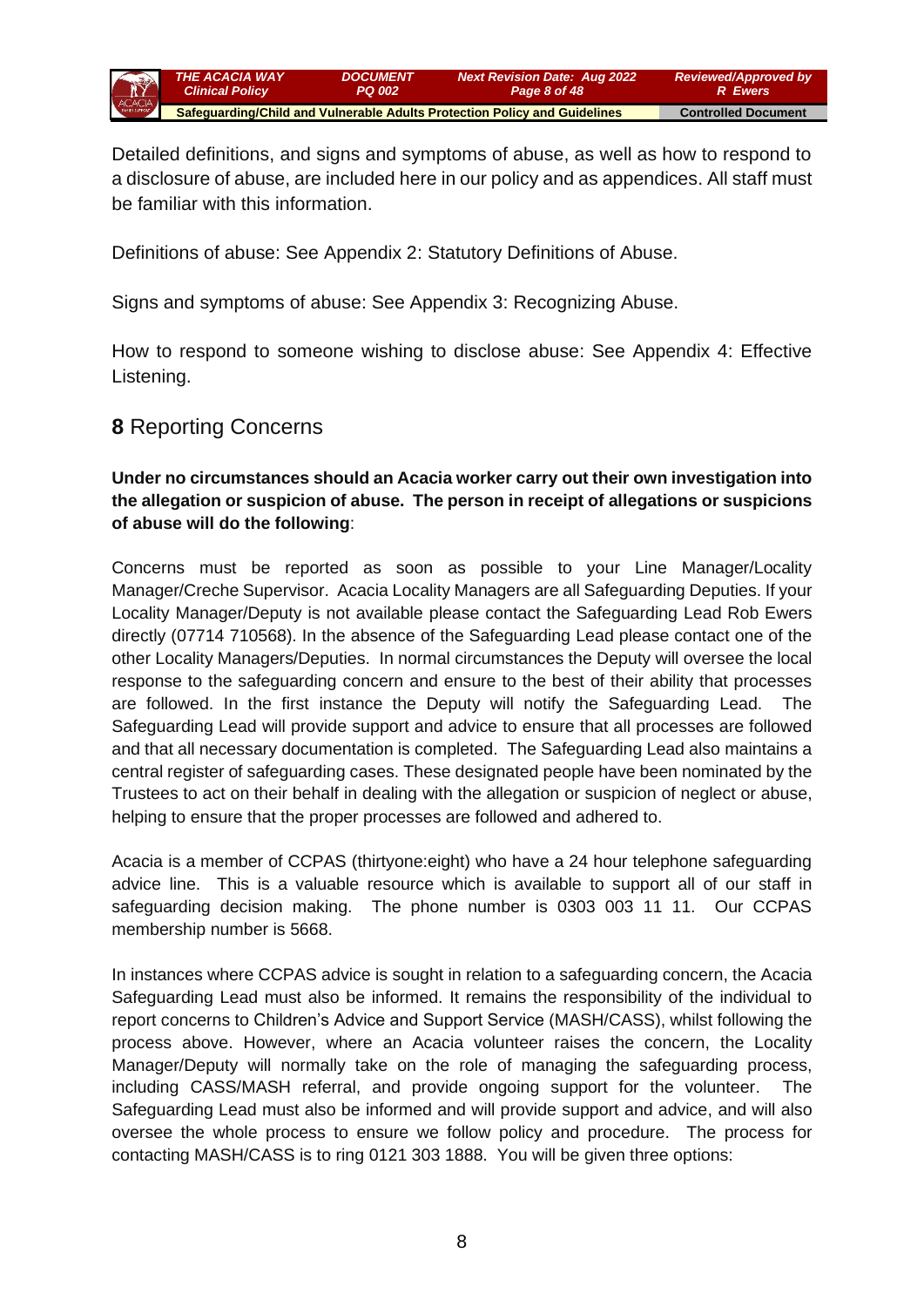Detailed definitions, and signs and symptoms of abuse, as well as how to respond to a disclosure of abuse, are included here in our policy and as appendices. All staff must be familiar with this information.

Definitions of abuse: See Appendix 2: Statutory Definitions of Abuse.

Signs and symptoms of abuse: See Appendix 3: Recognizing Abuse.

How to respond to someone wishing to disclose abuse: See Appendix 4: Effective Listening.

## **8** Reporting Concerns

**Under no circumstances should an Acacia worker carry out their own investigation into the allegation or suspicion of abuse. The person in receipt of allegations or suspicions of abuse will do the following**:

Concerns must be reported as soon as possible to your Line Manager/Locality Manager/Creche Supervisor. Acacia Locality Managers are all Safeguarding Deputies. If your Locality Manager/Deputy is not available please contact the Safeguarding Lead Rob Ewers directly (07714 710568). In the absence of the Safeguarding Lead please contact one of the other Locality Managers/Deputies. In normal circumstances the Deputy will oversee the local response to the safeguarding concern and ensure to the best of their ability that processes are followed. In the first instance the Deputy will notify the Safeguarding Lead. The Safeguarding Lead will provide support and advice to ensure that all processes are followed and that all necessary documentation is completed. The Safeguarding Lead also maintains a central register of safeguarding cases. These designated people have been nominated by the Trustees to act on their behalf in dealing with the allegation or suspicion of neglect or abuse, helping to ensure that the proper processes are followed and adhered to.

Acacia is a member of CCPAS (thirtyone:eight) who have a 24 hour telephone safeguarding advice line. This is a valuable resource which is available to support all of our staff in safeguarding decision making. The phone number is 0303 003 11 11. Our CCPAS membership number is 5668.

In instances where CCPAS advice is sought in relation to a safeguarding concern, the Acacia Safeguarding Lead must also be informed. It remains the responsibility of the individual to report concerns to Children's Advice and Support Service (MASH/CASS), whilst following the process above. However, where an Acacia volunteer raises the concern, the Locality Manager/Deputy will normally take on the role of managing the safeguarding process, including CASS/MASH referral, and provide ongoing support for the volunteer. The Safeguarding Lead must also be informed and will provide support and advice, and will also oversee the whole process to ensure we follow policy and procedure. The process for contacting MASH/CASS is to ring 0121 303 1888. You will be given three options: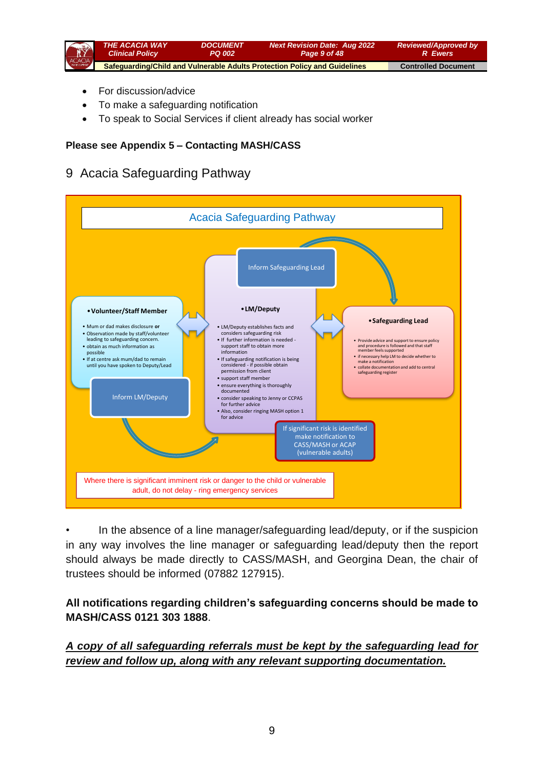- For discussion/advice
- To make a safeguarding notification
- To speak to Social Services if client already has social worker

**Please see Appendix 5 – Contacting MASH/CASS**

## 9 Acacia Safeguarding Pathway

Acacia Safeguarding Pathway

- **Volunteer/Staff Member**
  - Mum or dad makes disclosure **or**
  - Observation made by staff/volunteer leading to safeguarding concern.
  - obtain as much information as possible
  - If at centre ask mum/dad to remain until you have spoken to Deputy/Lead

Inform LM/Deputy

Inform Safeguarding Lead

- **LM/Deputy**
  - LM/Deputy establishes facts and considers safeguarding risk
  - If further information is needed - support staff to obtain more information
  - If safeguarding notification is being considered - if possible obtain permission from client
  - support staff member
  - ensure everything is thoroughly documented
  - consider speaking to Jenny or CCPAS for further advice
  - Also, consider ringing MASH option 1 for advice

- **Safeguarding Lead**
  - Provide advice and support to ensure policy and procedure is followed and that staff member feels supported
  - if necessary help LM to decide whether to make a notification
  - collate documentation and add to central safeguarding register

If significant risk is identified make notification to CASS/MASH or ACAP (vulnerable adults)

Where there is significant imminent risk or danger to the child or vulnerable adult, do not delay - ring emergency services

- In the absence of a line manager/safeguarding lead/deputy, or if the suspicion in any way involves the line manager or safeguarding lead/deputy then the report should always be made directly to CASS/MASH, and Georgina Dean, the chair of trustees should be informed (07882 127915).

**All notifications regarding children's safeguarding concerns should be made to MASH/CASS 0121 303 1888**.

***<u>A copy of all safeguarding referrals must be kept by the safeguarding lead for review and follow up, along with any relevant supporting documentation.</u>***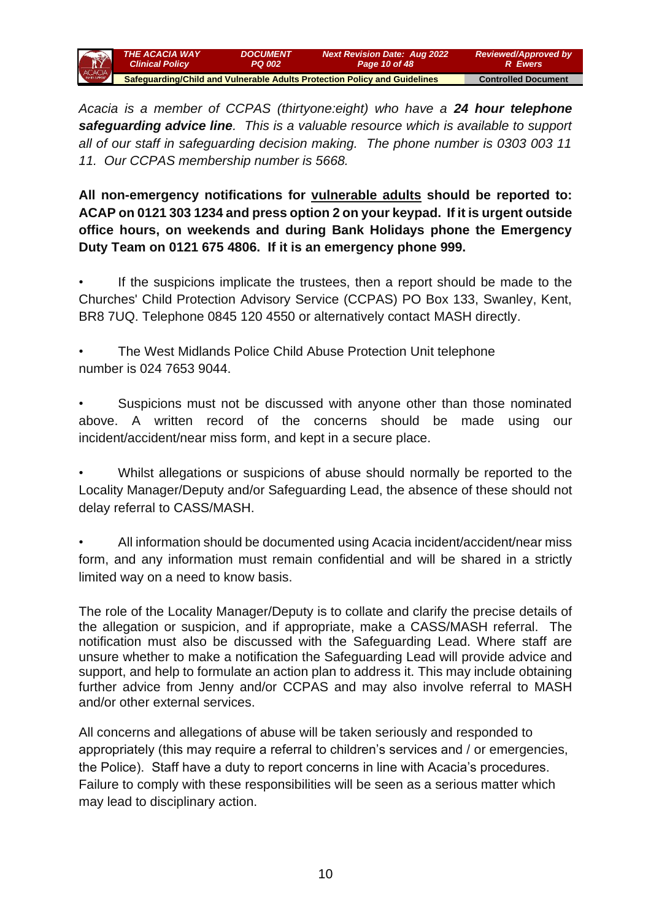*Acacia is a member of CCPAS (thirtyone:eight) who have a **24 hour telephone safeguarding advice line**. This is a valuable resource which is available to support all of our staff in safeguarding decision making. The phone number is 0303 003 11 11. Our CCPAS membership number is 5668.*

**All non-emergency notifications for <u>vulnerable adults</u> should be reported to: ACAP on 0121 303 1234 and press option 2 on your keypad. If it is urgent outside office hours, on weekends and during Bank Holidays phone the Emergency Duty Team on 0121 675 4806. If it is an emergency phone 999.**

- If the suspicions implicate the trustees, then a report should be made to the Churches' Child Protection Advisory Service (CCPAS) PO Box 133, Swanley, Kent, BR8 7UQ. Telephone 0845 120 4550 or alternatively contact MASH directly.

- The West Midlands Police Child Abuse Protection Unit telephone number is 024 7653 9044.

- Suspicions must not be discussed with anyone other than those nominated above. A written record of the concerns should be made using our incident/accident/near miss form, and kept in a secure place.

- Whilst allegations or suspicions of abuse should normally be reported to the Locality Manager/Deputy and/or Safeguarding Lead, the absence of these should not delay referral to CASS/MASH.

- All information should be documented using Acacia incident/accident/near miss form, and any information must remain confidential and will be shared in a strictly limited way on a need to know basis.

The role of the Locality Manager/Deputy is to collate and clarify the precise details of the allegation or suspicion, and if appropriate, make a CASS/MASH referral. The notification must also be discussed with the Safeguarding Lead. Where staff are unsure whether to make a notification the Safeguarding Lead will provide advice and support, and help to formulate an action plan to address it. This may include obtaining further advice from Jenny and/or CCPAS and may also involve referral to MASH and/or other external services.

All concerns and allegations of abuse will be taken seriously and responded to appropriately (this may require a referral to children's services and / or emergencies, the Police). Staff have a duty to report concerns in line with Acacia's procedures. Failure to comply with these responsibilities will be seen as a serious matter which may lead to disciplinary action.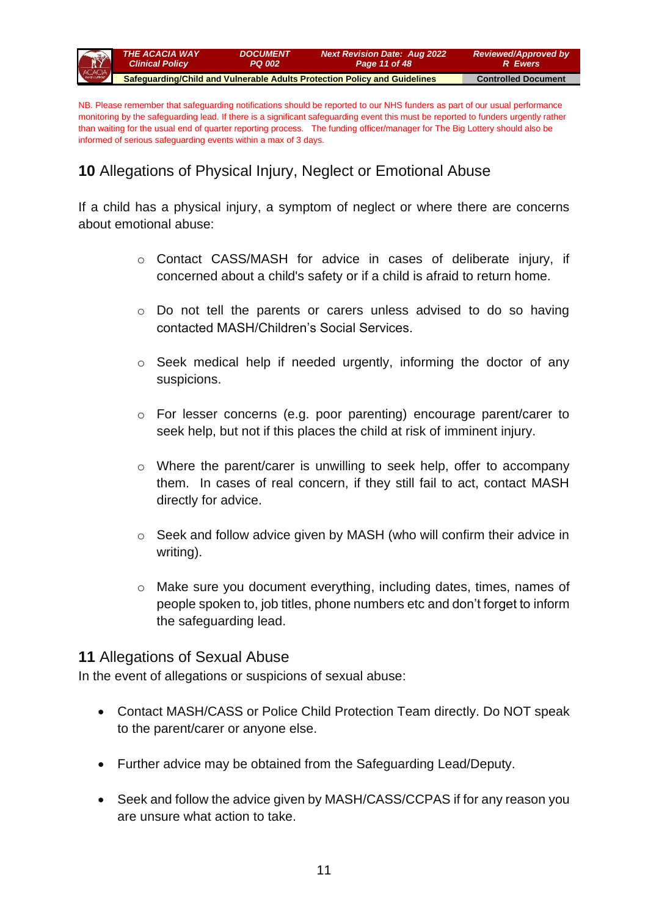NB. Please remember that safeguarding notifications should be reported to our NHS funders as part of our usual performance monitoring by the safeguarding lead. If there is a significant safeguarding event this must be reported to funders urgently rather than waiting for the usual end of quarter reporting process. The funding officer/manager for The Big Lottery should also be informed of serious safeguarding events within a max of 3 days.

## **10** Allegations of Physical Injury, Neglect or Emotional Abuse

If a child has a physical injury, a symptom of neglect or where there are concerns about emotional abuse:

- Contact CASS/MASH for advice in cases of deliberate injury, if concerned about a child's safety or if a child is afraid to return home.
- Do not tell the parents or carers unless advised to do so having contacted MASH/Children's Social Services.
- Seek medical help if needed urgently, informing the doctor of any suspicions.
- For lesser concerns (e.g. poor parenting) encourage parent/carer to seek help, but not if this places the child at risk of imminent injury.
- Where the parent/carer is unwilling to seek help, offer to accompany them. In cases of real concern, if they still fail to act, contact MASH directly for advice.
- Seek and follow advice given by MASH (who will confirm their advice in writing).
- Make sure you document everything, including dates, times, names of people spoken to, job titles, phone numbers etc and don't forget to inform the safeguarding lead.

## **11** Allegations of Sexual Abuse

In the event of allegations or suspicions of sexual abuse:

- Contact MASH/CASS or Police Child Protection Team directly. Do NOT speak to the parent/carer or anyone else.
- Further advice may be obtained from the Safeguarding Lead/Deputy.
- Seek and follow the advice given by MASH/CASS/CCPAS if for any reason you are unsure what action to take.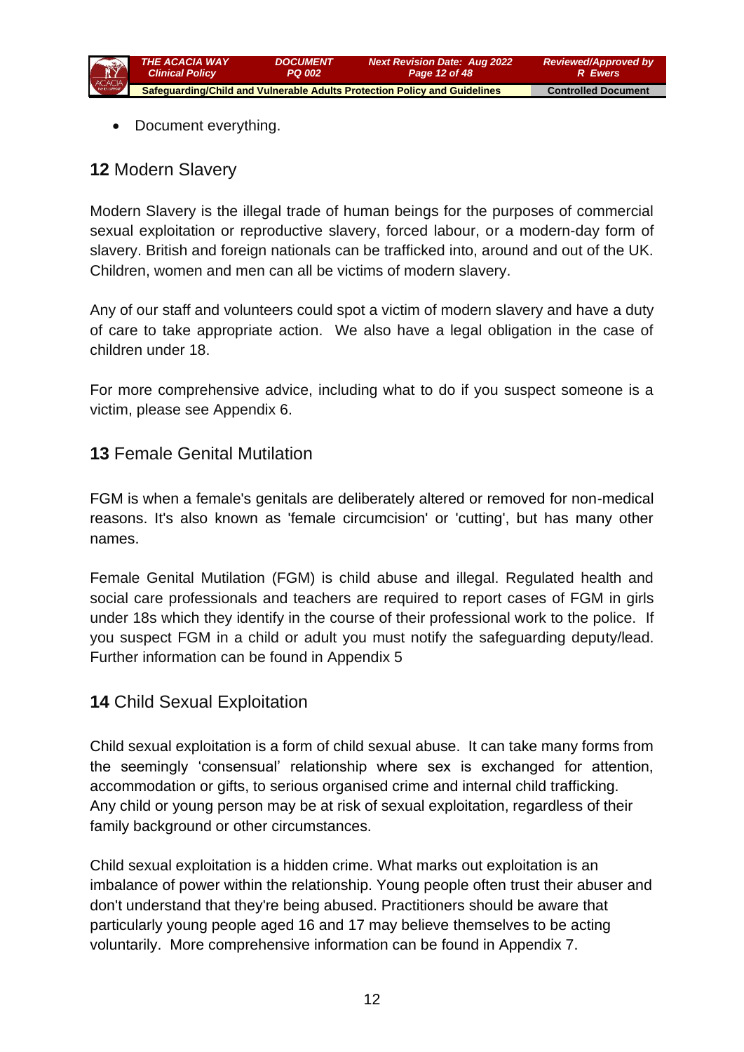- Document everything.

## **12** Modern Slavery

Modern Slavery is the illegal trade of human beings for the purposes of commercial sexual exploitation or reproductive slavery, forced labour, or a modern-day form of slavery. British and foreign nationals can be trafficked into, around and out of the UK. Children, women and men can all be victims of modern slavery.

Any of our staff and volunteers could spot a victim of modern slavery and have a duty of care to take appropriate action. We also have a legal obligation in the case of children under 18.

For more comprehensive advice, including what to do if you suspect someone is a victim, please see Appendix 6.

## **13** Female Genital Mutilation

FGM is when a female's genitals are deliberately altered or removed for non-medical reasons. It's also known as 'female circumcision' or 'cutting', but has many other names.

Female Genital Mutilation (FGM) is child abuse and illegal. Regulated health and social care professionals and teachers are required to report cases of FGM in girls under 18s which they identify in the course of their professional work to the police. If you suspect FGM in a child or adult you must notify the safeguarding deputy/lead. Further information can be found in Appendix 5

## **14** Child Sexual Exploitation

Child sexual exploitation is a form of child sexual abuse. It can take many forms from the seemingly 'consensual' relationship where sex is exchanged for attention, accommodation or gifts, to serious organised crime and internal child trafficking. Any child or young person may be at risk of sexual exploitation, regardless of their family background or other circumstances.

Child sexual exploitation is a hidden crime. What marks out exploitation is an imbalance of power within the relationship. Young people often trust their abuser and don't understand that they're being abused. Practitioners should be aware that particularly young people aged 16 and 17 may believe themselves to be acting voluntarily. More comprehensive information can be found in Appendix 7.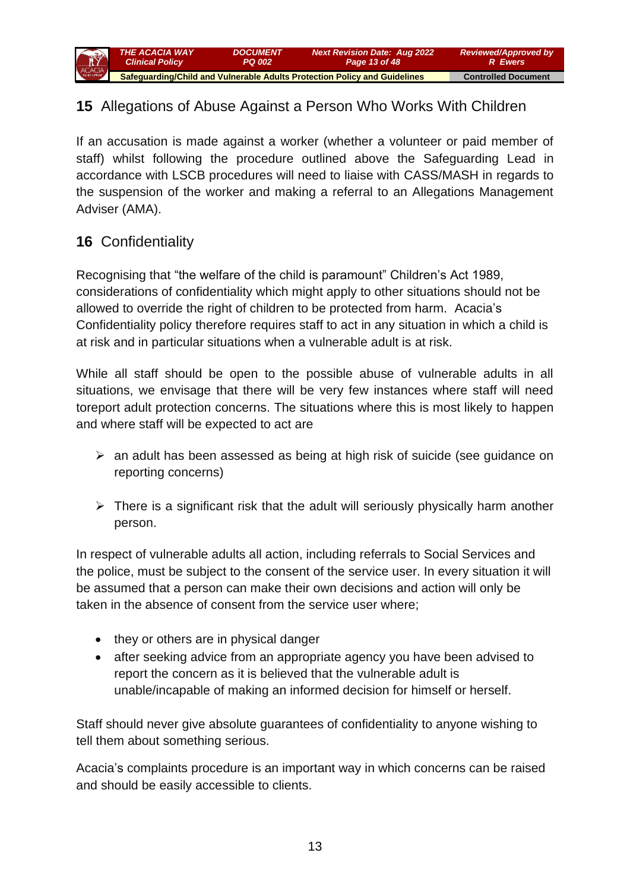## 15 Allegations of Abuse Against a Person Who Works With Children

If an accusation is made against a worker (whether a volunteer or paid member of staff) whilst following the procedure outlined above the Safeguarding Lead in accordance with LSCB procedures will need to liaise with CASS/MASH in regards to the suspension of the worker and making a referral to an Allegations Management Adviser (AMA).

## 16 Confidentiality

Recognising that "the welfare of the child is paramount" Children's Act 1989, considerations of confidentiality which might apply to other situations should not be allowed to override the right of children to be protected from harm. Acacia's Confidentiality policy therefore requires staff to act in any situation in which a child is at risk and in particular situations when a vulnerable adult is at risk.

While all staff should be open to the possible abuse of vulnerable adults in all situations, we envisage that there will be very few instances where staff will need toreport adult protection concerns. The situations where this is most likely to happen and where staff will be expected to act are

- an adult has been assessed as being at high risk of suicide (see guidance on reporting concerns)
- There is a significant risk that the adult will seriously physically harm another person.

In respect of vulnerable adults all action, including referrals to Social Services and the police, must be subject to the consent of the service user. In every situation it will be assumed that a person can make their own decisions and action will only be taken in the absence of consent from the service user where;

- they or others are in physical danger
- after seeking advice from an appropriate agency you have been advised to report the concern as it is believed that the vulnerable adult is unable/incapable of making an informed decision for himself or herself.

Staff should never give absolute guarantees of confidentiality to anyone wishing to tell them about something serious.

Acacia's complaints procedure is an important way in which concerns can be raised and should be easily accessible to clients.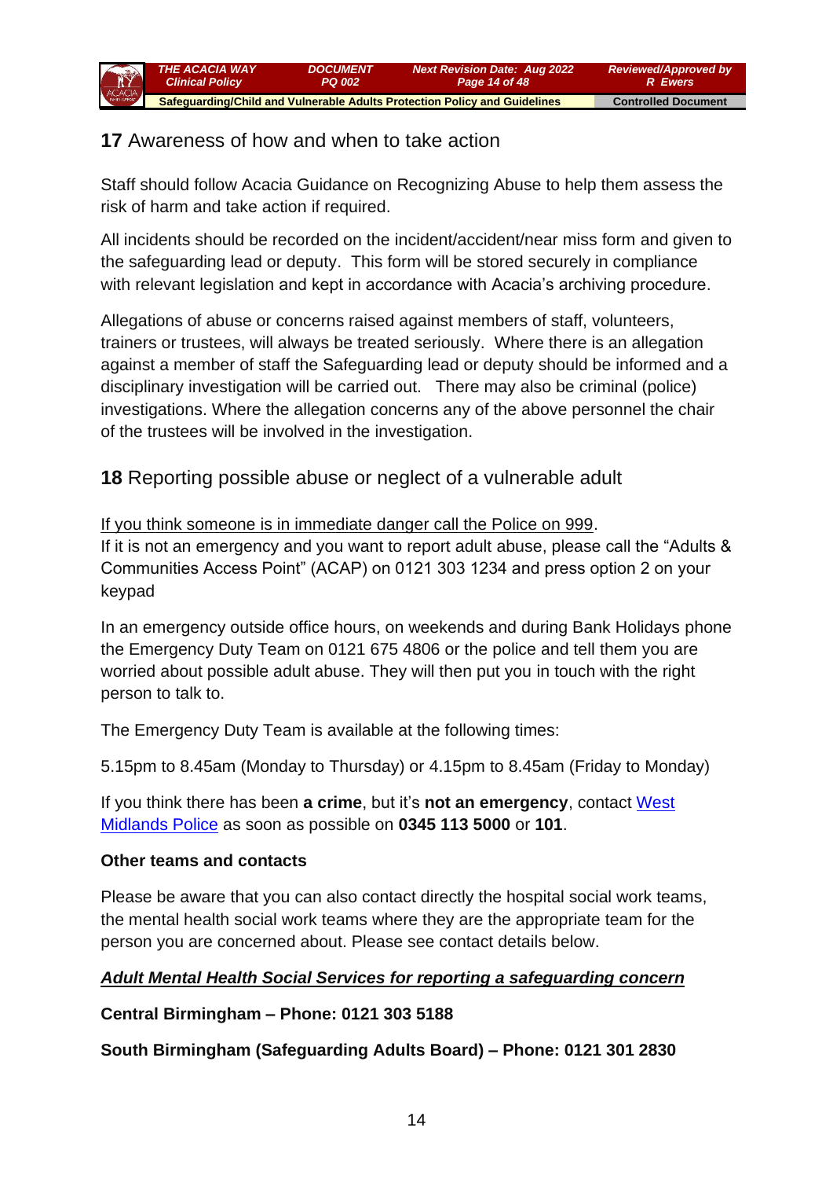## **17** Awareness of how and when to take action

Staff should follow Acacia Guidance on Recognizing Abuse to help them assess the risk of harm and take action if required.

All incidents should be recorded on the incident/accident/near miss form and given to the safeguarding lead or deputy. This form will be stored securely in compliance with relevant legislation and kept in accordance with Acacia's archiving procedure.

Allegations of abuse or concerns raised against members of staff, volunteers, trainers or trustees, will always be treated seriously. Where there is an allegation against a member of staff the Safeguarding lead or deputy should be informed and a disciplinary investigation will be carried out. There may also be criminal (police) investigations. Where the allegation concerns any of the above personnel the chair of the trustees will be involved in the investigation.

## **18** Reporting possible abuse or neglect of a vulnerable adult

If you think someone is in immediate danger call the Police on 999.
If it is not an emergency and you want to report adult abuse, please call the "Adults & Communities Access Point" (ACAP) on 0121 303 1234 and press option 2 on your keypad

In an emergency outside office hours, on weekends and during Bank Holidays phone the Emergency Duty Team on 0121 675 4806 or the police and tell them you are worried about possible adult abuse. They will then put you in touch with the right person to talk to.

The Emergency Duty Team is available at the following times:

5.15pm to 8.45am (Monday to Thursday) or 4.15pm to 8.45am (Friday to Monday)

If you think there has been **a crime**, but it's **not an emergency**, contact West Midlands Police as soon as possible on **0345 113 5000** or **101**.

**Other teams and contacts**

Please be aware that you can also contact directly the hospital social work teams, the mental health social work teams where they are the appropriate team for the person you are concerned about. Please see contact details below.

***Adult Mental Health Social Services for reporting a safeguarding concern***

**Central Birmingham – Phone: 0121 303 5188**

**South Birmingham (Safeguarding Adults Board) – Phone: 0121 301 2830**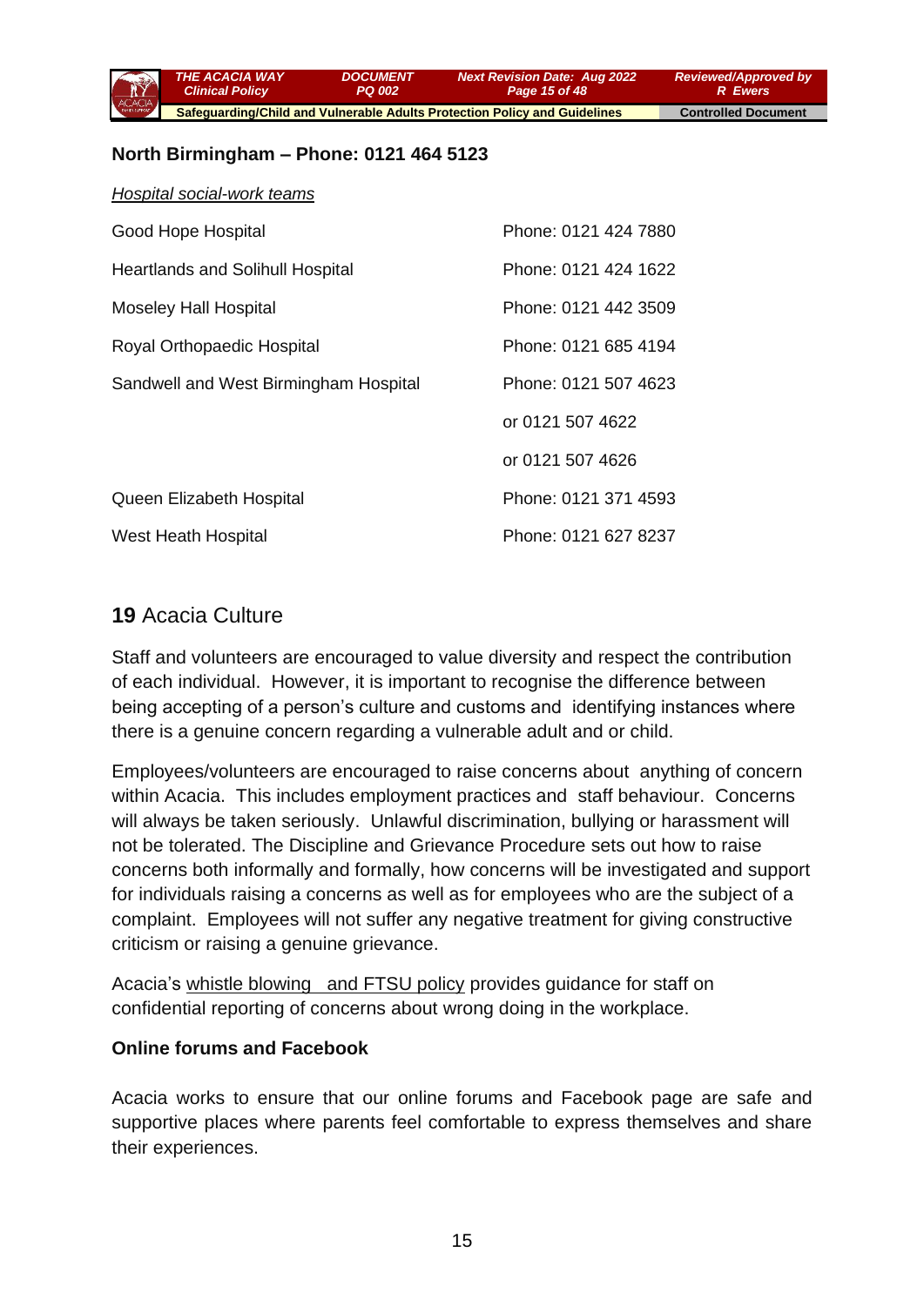**North Birmingham – Phone: 0121 464 5123**

*Hospital social-work teams*

| | |
|---|---|
| Good Hope Hospital | Phone: 0121 424 7880 |
| Heartlands and Solihull Hospital | Phone: 0121 424 1622 |
| Moseley Hall Hospital | Phone: 0121 442 3509 |
| Royal Orthopaedic Hospital | Phone: 0121 685 4194 |
| Sandwell and West Birmingham Hospital | Phone: 0121 507 4623 |
| | or 0121 507 4622 |
| | or 0121 507 4626 |
| Queen Elizabeth Hospital | Phone: 0121 371 4593 |
| West Heath Hospital | Phone: 0121 627 8237 |

## **19** Acacia Culture

Staff and volunteers are encouraged to value diversity and respect the contribution of each individual. However, it is important to recognise the difference between being accepting of a person's culture and customs and identifying instances where there is a genuine concern regarding a vulnerable adult and or child.

Employees/volunteers are encouraged to raise concerns about anything of concern within Acacia. This includes employment practices and staff behaviour. Concerns will always be taken seriously. Unlawful discrimination, bullying or harassment will not be tolerated. The Discipline and Grievance Procedure sets out how to raise concerns both informally and formally, how concerns will be investigated and support for individuals raising a concerns as well as for employees who are the subject of a complaint. Employees will not suffer any negative treatment for giving constructive criticism or raising a genuine grievance.

Acacia's whistle blowing and FTSU policy provides guidance for staff on confidential reporting of concerns about wrong doing in the workplace.

**Online forums and Facebook**

Acacia works to ensure that our online forums and Facebook page are safe and supportive places where parents feel comfortable to express themselves and share their experiences.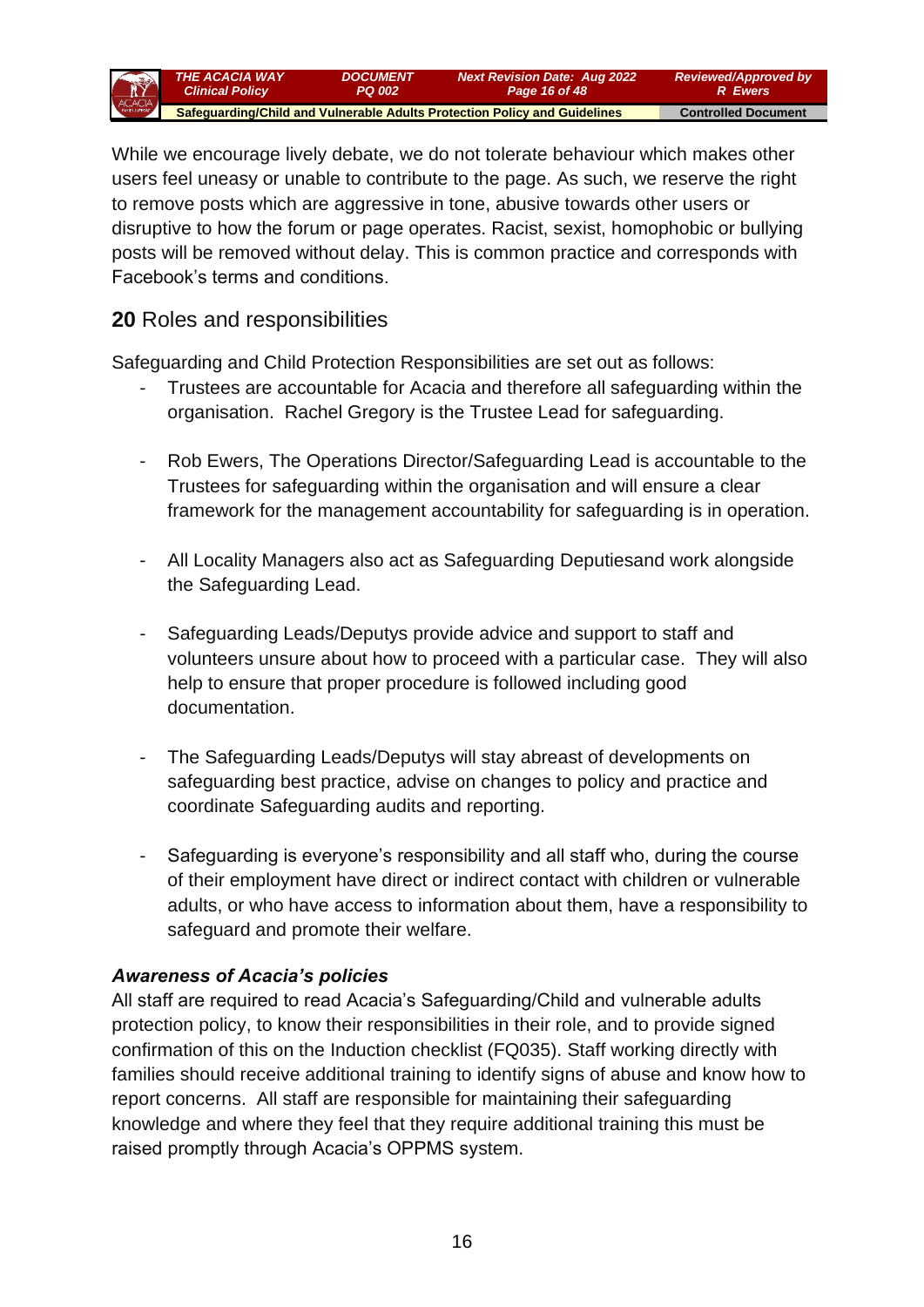While we encourage lively debate, we do not tolerate behaviour which makes other users feel uneasy or unable to contribute to the page. As such, we reserve the right to remove posts which are aggressive in tone, abusive towards other users or disruptive to how the forum or page operates. Racist, sexist, homophobic or bullying posts will be removed without delay. This is common practice and corresponds with Facebook's terms and conditions.

## **20** Roles and responsibilities

Safeguarding and Child Protection Responsibilities are set out as follows:

- Trustees are accountable for Acacia and therefore all safeguarding within the organisation. Rachel Gregory is the Trustee Lead for safeguarding.

- Rob Ewers, The Operations Director/Safeguarding Lead is accountable to the Trustees for safeguarding within the organisation and will ensure a clear framework for the management accountability for safeguarding is in operation.

- All Locality Managers also act as Safeguarding Deputiesand work alongside the Safeguarding Lead.

- Safeguarding Leads/Deputys provide advice and support to staff and volunteers unsure about how to proceed with a particular case. They will also help to ensure that proper procedure is followed including good documentation.

- The Safeguarding Leads/Deputys will stay abreast of developments on safeguarding best practice, advise on changes to policy and practice and coordinate Safeguarding audits and reporting.

- Safeguarding is everyone's responsibility and all staff who, during the course of their employment have direct or indirect contact with children or vulnerable adults, or who have access to information about them, have a responsibility to safeguard and promote their welfare.

***Awareness of Acacia's policies***

All staff are required to read Acacia's Safeguarding/Child and vulnerable adults protection policy, to know their responsibilities in their role, and to provide signed confirmation of this on the Induction checklist (FQ035). Staff working directly with families should receive additional training to identify signs of abuse and know how to report concerns. All staff are responsible for maintaining their safeguarding knowledge and where they feel that they require additional training this must be raised promptly through Acacia's OPPMS system.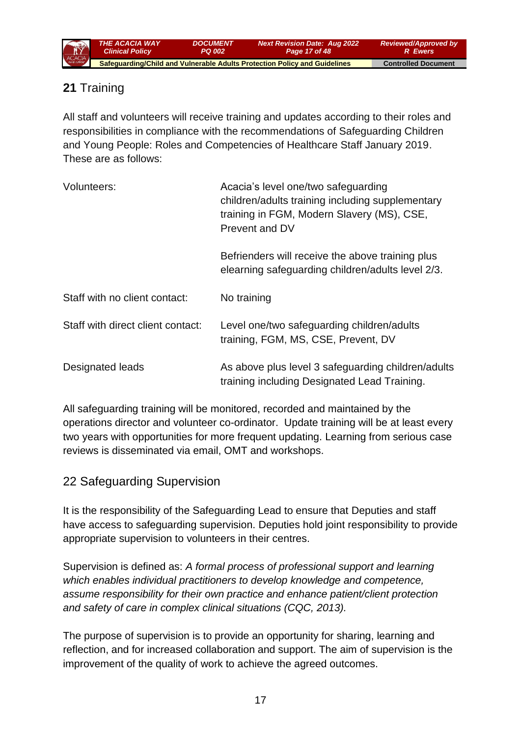## **21** Training

All staff and volunteers will receive training and updates according to their roles and responsibilities in compliance with the recommendations of Safeguarding Children and Young People: Roles and Competencies of Healthcare Staff January 2019. These are as follows:

| | |
|---|---|
| Volunteers: | Acacia's level one/two safeguarding children/adults training including supplementary training in FGM, Modern Slavery (MS), CSE, Prevent and DV<br><br>Befrienders will receive the above training plus elearning safeguarding children/adults level 2/3. |
| Staff with no client contact: | No training |
| Staff with direct client contact: | Level one/two safeguarding children/adults training, FGM, MS, CSE, Prevent, DV |
| Designated leads | As above plus level 3 safeguarding children/adults training including Designated Lead Training. |

All safeguarding training will be monitored, recorded and maintained by the operations director and volunteer co-ordinator. Update training will be at least every two years with opportunities for more frequent updating. Learning from serious case reviews is disseminated via email, OMT and workshops.

## 22 Safeguarding Supervision

It is the responsibility of the Safeguarding Lead to ensure that Deputies and staff have access to safeguarding supervision. Deputies hold joint responsibility to provide appropriate supervision to volunteers in their centres.

Supervision is defined as: *A formal process of professional support and learning which enables individual practitioners to develop knowledge and competence, assume responsibility for their own practice and enhance patient/client protection and safety of care in complex clinical situations (CQC, 2013).*

The purpose of supervision is to provide an opportunity for sharing, learning and reflection, and for increased collaboration and support. The aim of supervision is the improvement of the quality of work to achieve the agreed outcomes.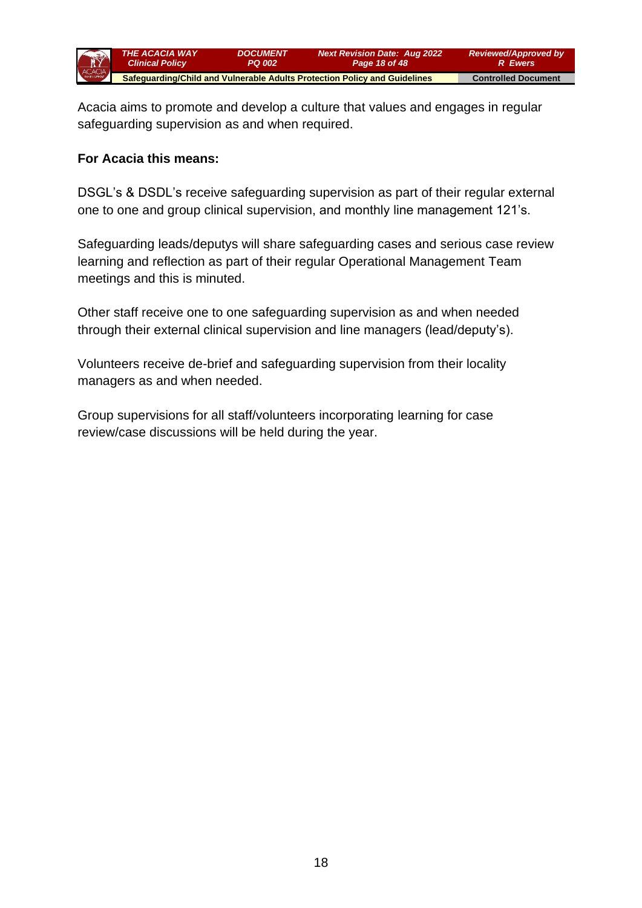Acacia aims to promote and develop a culture that values and engages in regular safeguarding supervision as and when required.

**For Acacia this means:**

DSGL's & DSDL's receive safeguarding supervision as part of their regular external one to one and group clinical supervision, and monthly line management 121's.

Safeguarding leads/deputys will share safeguarding cases and serious case review learning and reflection as part of their regular Operational Management Team meetings and this is minuted.

Other staff receive one to one safeguarding supervision as and when needed through their external clinical supervision and line managers (lead/deputy's).

Volunteers receive de-brief and safeguarding supervision from their locality managers as and when needed.

Group supervisions for all staff/volunteers incorporating learning for case review/case discussions will be held during the year.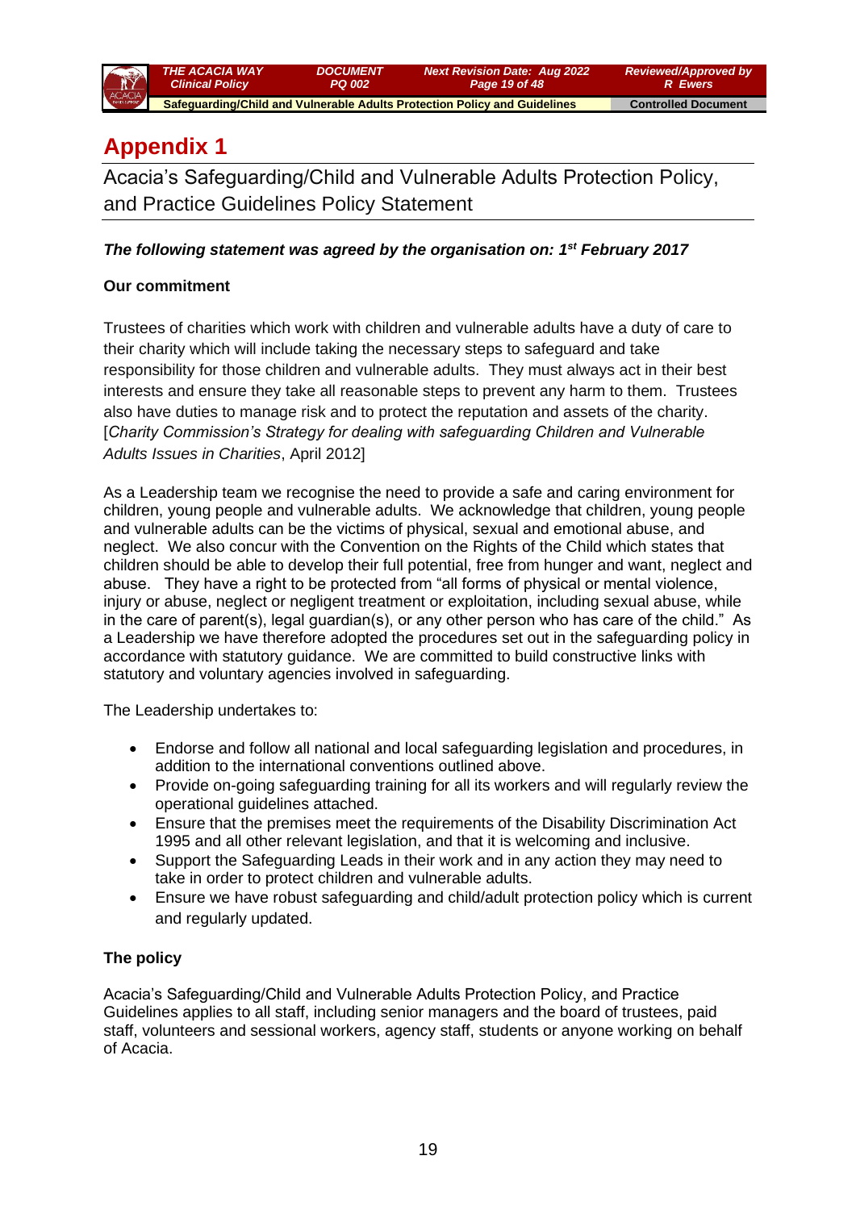# Appendix 1

## Acacia's Safeguarding/Child and Vulnerable Adults Protection Policy, and Practice Guidelines Policy Statement

***The following statement was agreed by the organisation on: 1st February 2017***

**Our commitment**

Trustees of charities which work with children and vulnerable adults have a duty of care to their charity which will include taking the necessary steps to safeguard and take responsibility for those children and vulnerable adults. They must always act in their best interests and ensure they take all reasonable steps to prevent any harm to them. Trustees also have duties to manage risk and to protect the reputation and assets of the charity. [*Charity Commission's Strategy for dealing with safeguarding Children and Vulnerable Adults Issues in Charities*, April 2012]

As a Leadership team we recognise the need to provide a safe and caring environment for children, young people and vulnerable adults. We acknowledge that children, young people and vulnerable adults can be the victims of physical, sexual and emotional abuse, and neglect. We also concur with the Convention on the Rights of the Child which states that children should be able to develop their full potential, free from hunger and want, neglect and abuse. They have a right to be protected from "all forms of physical or mental violence, injury or abuse, neglect or negligent treatment or exploitation, including sexual abuse, while in the care of parent(s), legal guardian(s), or any other person who has care of the child." As a Leadership we have therefore adopted the procedures set out in the safeguarding policy in accordance with statutory guidance. We are committed to build constructive links with statutory and voluntary agencies involved in safeguarding.

The Leadership undertakes to:

- Endorse and follow all national and local safeguarding legislation and procedures, in addition to the international conventions outlined above.
- Provide on-going safeguarding training for all its workers and will regularly review the operational guidelines attached.
- Ensure that the premises meet the requirements of the Disability Discrimination Act 1995 and all other relevant legislation, and that it is welcoming and inclusive.
- Support the Safeguarding Leads in their work and in any action they may need to take in order to protect children and vulnerable adults.
- Ensure we have robust safeguarding and child/adult protection policy which is current and regularly updated.

**The policy**

Acacia's Safeguarding/Child and Vulnerable Adults Protection Policy, and Practice Guidelines applies to all staff, including senior managers and the board of trustees, paid staff, volunteers and sessional workers, agency staff, students or anyone working on behalf of Acacia.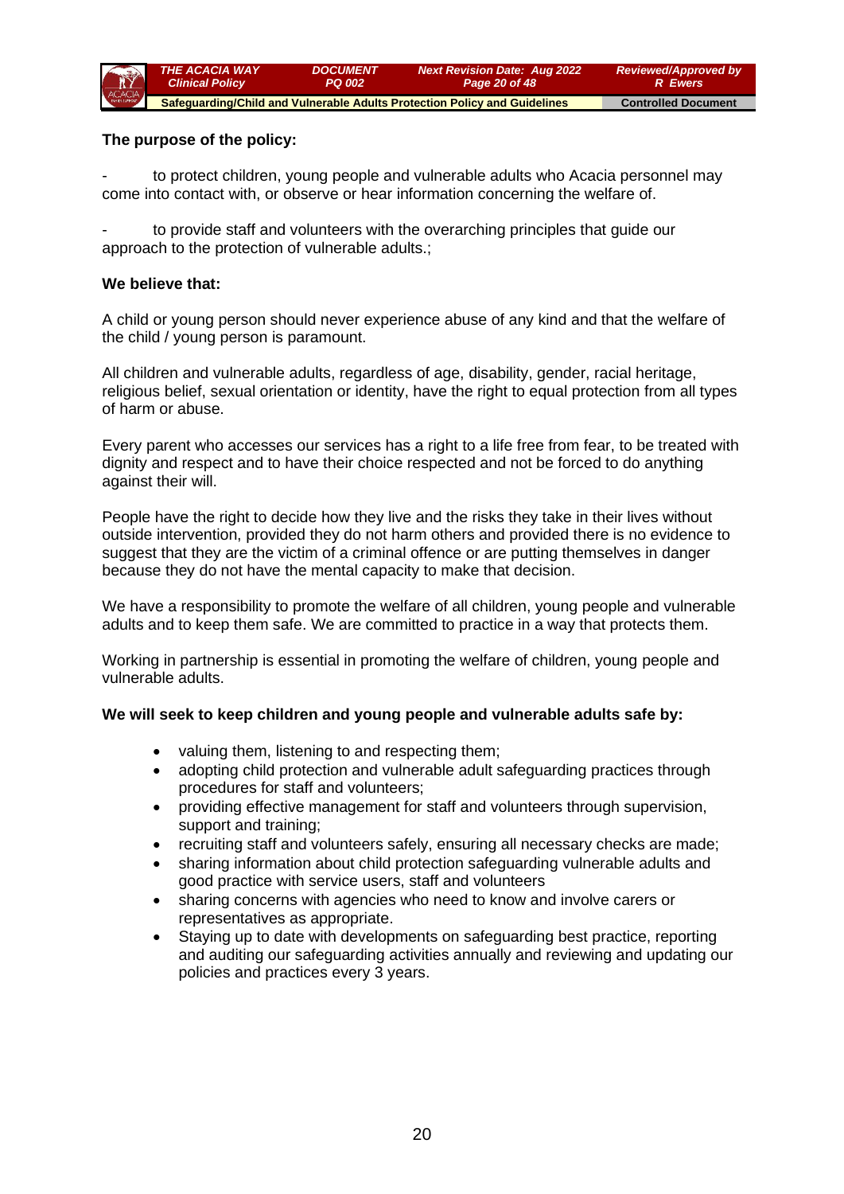**The purpose of the policy:**

- to protect children, young people and vulnerable adults who Acacia personnel may come into contact with, or observe or hear information concerning the welfare of.

- to provide staff and volunteers with the overarching principles that guide our approach to the protection of vulnerable adults.;

**We believe that:**

A child or young person should never experience abuse of any kind and that the welfare of the child / young person is paramount.

All children and vulnerable adults, regardless of age, disability, gender, racial heritage, religious belief, sexual orientation or identity, have the right to equal protection from all types of harm or abuse.

Every parent who accesses our services has a right to a life free from fear, to be treated with dignity and respect and to have their choice respected and not be forced to do anything against their will.

People have the right to decide how they live and the risks they take in their lives without outside intervention, provided they do not harm others and provided there is no evidence to suggest that they are the victim of a criminal offence or are putting themselves in danger because they do not have the mental capacity to make that decision.

We have a responsibility to promote the welfare of all children, young people and vulnerable adults and to keep them safe. We are committed to practice in a way that protects them.

Working in partnership is essential in promoting the welfare of children, young people and vulnerable adults.

**We will seek to keep children and young people and vulnerable adults safe by:**

- valuing them, listening to and respecting them;
- adopting child protection and vulnerable adult safeguarding practices through procedures for staff and volunteers;
- providing effective management for staff and volunteers through supervision, support and training;
- recruiting staff and volunteers safely, ensuring all necessary checks are made;
- sharing information about child protection safeguarding vulnerable adults and good practice with service users, staff and volunteers
- sharing concerns with agencies who need to know and involve carers or representatives as appropriate.
- Staying up to date with developments on safeguarding best practice, reporting and auditing our safeguarding activities annually and reviewing and updating our policies and practices every 3 years.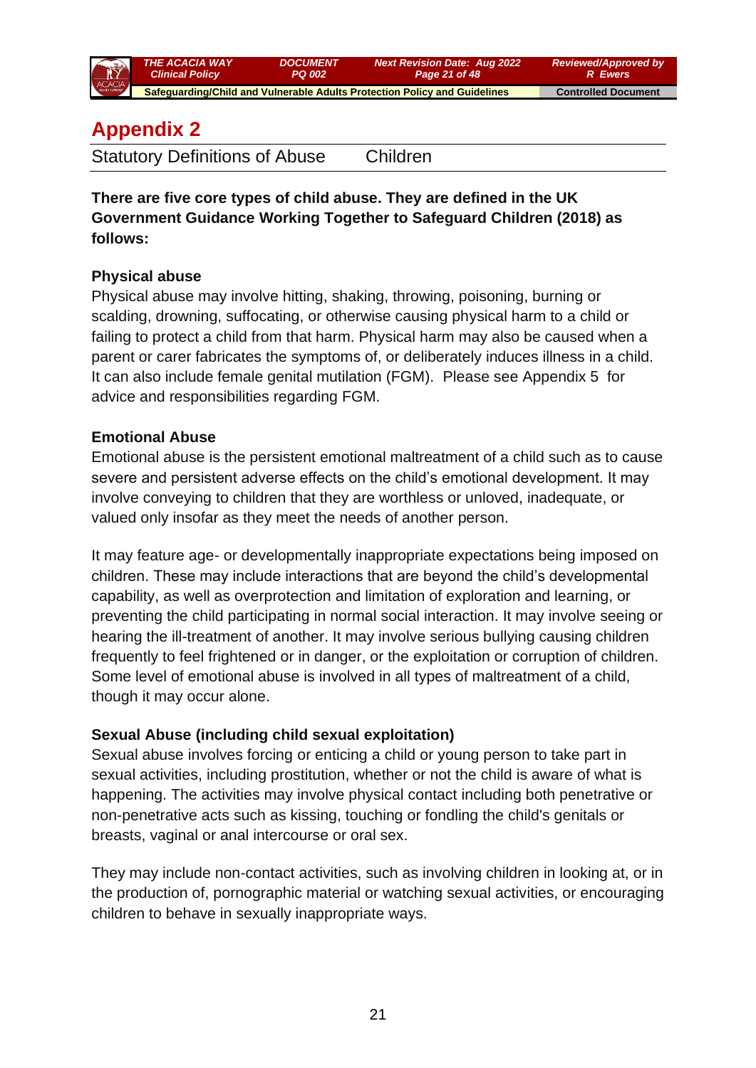# Appendix 2

Statistical Definitions of Abuse Children

**There are five core types of child abuse. They are defined in the UK Government Guidance Working Together to Safeguard Children (2018) as follows:**

### Physical abuse

Physical abuse may involve hitting, shaking, throwing, poisoning, burning or scalding, drowning, suffocating, or otherwise causing physical harm to a child or failing to protect a child from that harm. Physical harm may also be caused when a parent or carer fabricates the symptoms of, or deliberately induces illness in a child. It can also include female genital mutilation (FGM). Please see Appendix 5 for advice and responsibilities regarding FGM.

### Emotional Abuse

Emotional abuse is the persistent emotional maltreatment of a child such as to cause severe and persistent adverse effects on the child's emotional development. It may involve conveying to children that they are worthless or unloved, inadequate, or valued only insofar as they meet the needs of another person.

It may feature age- or developmentally inappropriate expectations being imposed on children. These may include interactions that are beyond the child's developmental capability, as well as overprotection and limitation of exploration and learning, or preventing the child participating in normal social interaction. It may involve seeing or hearing the ill-treatment of another. It may involve serious bullying causing children frequently to feel frightened or in danger, or the exploitation or corruption of children. Some level of emotional abuse is involved in all types of maltreatment of a child, though it may occur alone.

### Sexual Abuse (including child sexual exploitation)

Sexual abuse involves forcing or enticing a child or young person to take part in sexual activities, including prostitution, whether or not the child is aware of what is happening. The activities may involve physical contact including both penetrative or non-penetrative acts such as kissing, touching or fondling the child's genitals or breasts, vaginal or anal intercourse or oral sex.

They may include non-contact activities, such as involving children in looking at, or in the production of, pornographic material or watching sexual activities, or encouraging children to behave in sexually inappropriate ways.

# Appendix 2

Statutory Definitions of Abuse Children

**There are five core types of child abuse. They are defined in the UK Government Guidance Working Together to Safeguard Children (2018) as follows:**

### Physical abuse

Physical abuse may involve hitting, shaking, throwing, poisoning, burning or scalding, drowning, suffocating, or otherwise causing physical harm to a child or failing to protect a child from that harm. Physical harm may also be caused when a parent or carer fabricates the symptoms of, or deliberately induces illness in a child. It can also include female genital mutilation (FGM). Please see Appendix 5 for advice and responsibilities regarding FGM.

### Emotional Abuse

Emotional abuse is the persistent emotional maltreatment of a child such as to cause severe and persistent adverse effects on the child's emotional development. It may involve conveying to children that they are worthless or unloved, inadequate, or valued only insofar as they meet the needs of another person.

It may feature age- or developmentally inappropriate expectations being imposed on children. These may include interactions that are beyond the child's developmental capability, as well as overprotection and limitation of exploration and learning, or preventing the child participating in normal social interaction. It may involve seeing or hearing the ill-treatment of another. It may involve serious bullying causing children frequently to feel frightened or in danger, or the exploitation or corruption of children. Some level of emotional abuse is involved in all types of maltreatment of a child, though it may occur alone.

### Sexual Abuse (including child sexual exploitation)

Sexual abuse involves forcing or enticing a child or young person to take part in sexual activities, including prostitution, whether or not the child is aware of what is happening. The activities may involve physical contact including both penetrative or non-penetrative acts such as kissing, touching or fondling the child's genitals or breasts, vaginal or anal intercourse or oral sex.

They may include non-contact activities, such as involving children in looking at, or in the production of, pornographic material or watching sexual activities, or encouraging children to behave in sexually inappropriate ways.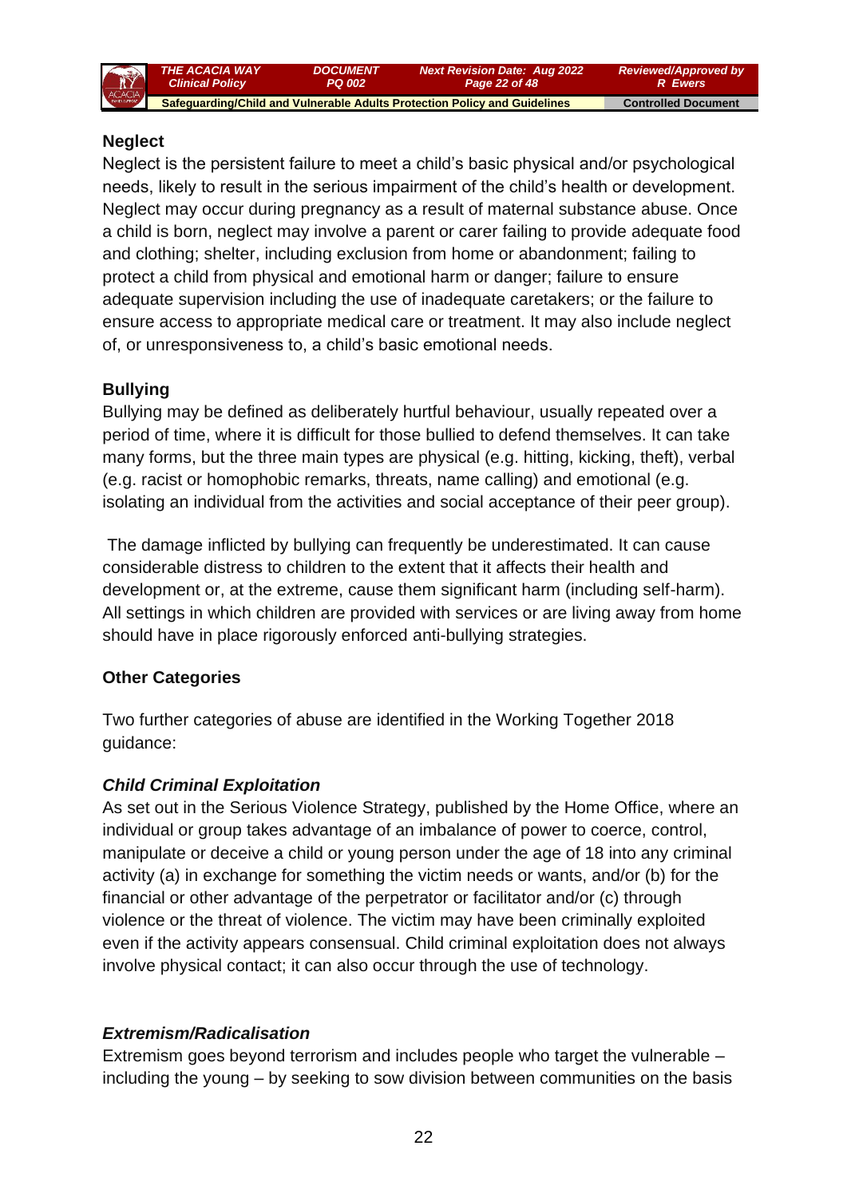**Neglect**

Neglect is the persistent failure to meet a child's basic physical and/or psychological needs, likely to result in the serious impairment of the child's health or development. Neglect may occur during pregnancy as a result of maternal substance abuse. Once a child is born, neglect may involve a parent or carer failing to provide adequate food and clothing; shelter, including exclusion from home or abandonment; failing to protect a child from physical and emotional harm or danger; failure to ensure adequate supervision including the use of inadequate caretakers; or the failure to ensure access to appropriate medical care or treatment. It may also include neglect of, or unresponsiveness to, a child's basic emotional needs.

**Bullying**

Bullying may be defined as deliberately hurtful behaviour, usually repeated over a period of time, where it is difficult for those bullied to defend themselves. It can take many forms, but the three main types are physical (e.g. hitting, kicking, theft), verbal (e.g. racist or homophobic remarks, threats, name calling) and emotional (e.g. isolating an individual from the activities and social acceptance of their peer group).

The damage inflicted by bullying can frequently be underestimated. It can cause considerable distress to children to the extent that it affects their health and development or, at the extreme, cause them significant harm (including self-harm). All settings in which children are provided with services or are living away from home should have in place rigorously enforced anti-bullying strategies.

**Other Categories**

Two further categories of abuse are identified in the Working Together 2018 guidance:

***Child Criminal Exploitation***

As set out in the Serious Violence Strategy, published by the Home Office, where an individual or group takes advantage of an imbalance of power to coerce, control, manipulate or deceive a child or young person under the age of 18 into any criminal activity (a) in exchange for something the victim needs or wants, and/or (b) for the financial or other advantage of the perpetrator or facilitator and/or (c) through violence or the threat of violence. The victim may have been criminally exploited even if the activity appears consensual. Child criminal exploitation does not always involve physical contact; it can also occur through the use of technology.

***Extremism/Radicalisation***

Extremism goes beyond terrorism and includes people who target the vulnerable – including the young – by seeking to sow division between communities on the basis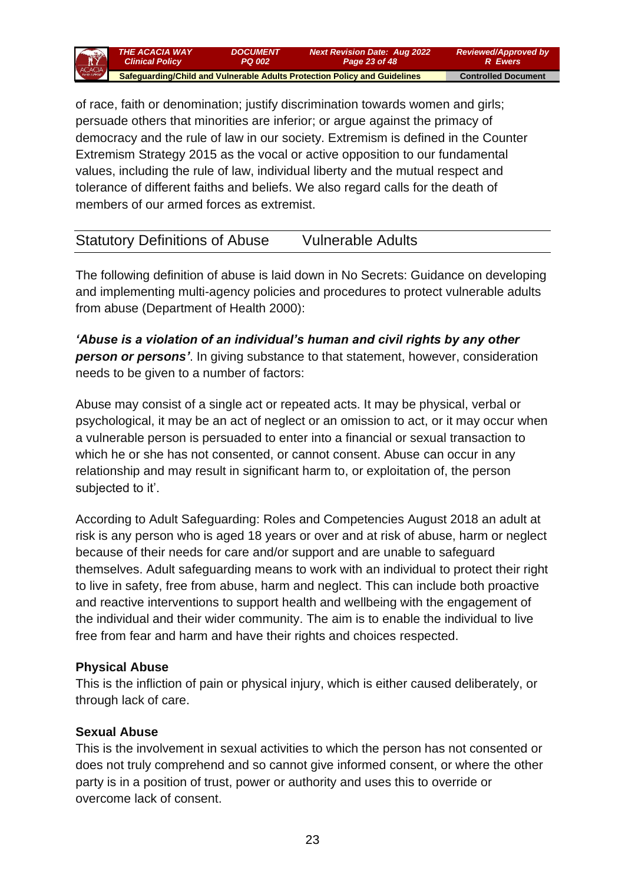of race, faith or denomination; justify discrimination towards women and girls; persuade others that minorities are inferior; or argue against the primacy of democracy and the rule of law in our society. Extremism is defined in the Counter Extremism Strategy 2015 as the vocal or active opposition to our fundamental values, including the rule of law, individual liberty and the mutual respect and tolerance of different faiths and beliefs. We also regard calls for the death of members of our armed forces as extremist.

## Statistical Definitions of Abuse Vulnerable Adults

The following definition of abuse is laid down in No Secrets: Guidance on developing and implementing multi-agency policies and procedures to protect vulnerable adults from abuse (Department of Health 2000):

***'Abuse is a violation of an individual's human and civil rights by any other person or persons'***. In giving substance to that statement, however, consideration needs to be given to a number of factors:

Abuse may consist of a single act or repeated acts. It may be physical, verbal or psychological, it may be an act of neglect or an omission to act, or it may occur when a vulnerable person is persuaded to enter into a financial or sexual transaction to which he or she has not consented, or cannot consent. Abuse can occur in any relationship and may result in significant harm to, or exploitation of, the person subjected to it'.

According to Adult Safeguarding: Roles and Competencies August 2018 an adult at risk is any person who is aged 18 years or over and at risk of abuse, harm or neglect because of their needs for care and/or support and are unable to safeguard themselves. Adult safeguarding means to work with an individual to protect their right to live in safety, free from abuse, harm and neglect. This can include both proactive and reactive interventions to support health and wellbeing with the engagement of the individual and their wider community. The aim is to enable the individual to live free from fear and harm and have their rights and choices respected.

**Physical Abuse**
This is the infliction of pain or physical injury, which is either caused deliberately, or through lack of care.

**Sexual Abuse**
This is the involvement in sexual activities to which the person has not consented or does not truly comprehend and so cannot give informed consent, or where the other party is in a position of trust, power or authority and uses this to override or overcome lack of consent.

of race, faith or denomination; justify discrimination towards women and girls; persuade others that minorities are inferior; or argue against the primacy of democracy and the rule of law in our society. Extremism is defined in the Counter Extremism Strategy 2015 as the vocal or active opposition to our fundamental values, including the rule of law, individual liberty and the mutual respect and tolerance of different faiths and beliefs. We also regard calls for the death of members of our armed forces as extremist.

## Statutory Definitions of Abuse Vulnerable Adults

The following definition of abuse is laid down in No Secrets: Guidance on developing and implementing multi-agency policies and procedures to protect vulnerable adults from abuse (Department of Health 2000):

***'Abuse is a violation of an individual's human and civil rights by any other person or persons'***. In giving substance to that statement, however, consideration needs to be given to a number of factors:

Abuse may consist of a single act or repeated acts. It may be physical, verbal or psychological, it may be an act of neglect or an omission to act, or it may occur when a vulnerable person is persuaded to enter into a financial or sexual transaction to which he or she has not consented, or cannot consent. Abuse can occur in any relationship and may result in significant harm to, or exploitation of, the person subjected to it'.

According to Adult Safeguarding: Roles and Competencies August 2018 an adult at risk is any person who is aged 18 years or over and at risk of abuse, harm or neglect because of their needs for care and/or support and are unable to safeguard themselves. Adult safeguarding means to work with an individual to protect their right to live in safety, free from abuse, harm and neglect. This can include both proactive and reactive interventions to support health and wellbeing with the engagement of the individual and their wider community. The aim is to enable the individual to live free from fear and harm and have their rights and choices respected.

**Physical Abuse**
This is the infliction of pain or physical injury, which is either caused deliberately, or through lack of care.

**Sexual Abuse**
This is the involvement in sexual activities to which the person has not consented or does not truly comprehend and so cannot give informed consent, or where the other party is in a position of trust, power or authority and uses this to override or overcome lack of consent.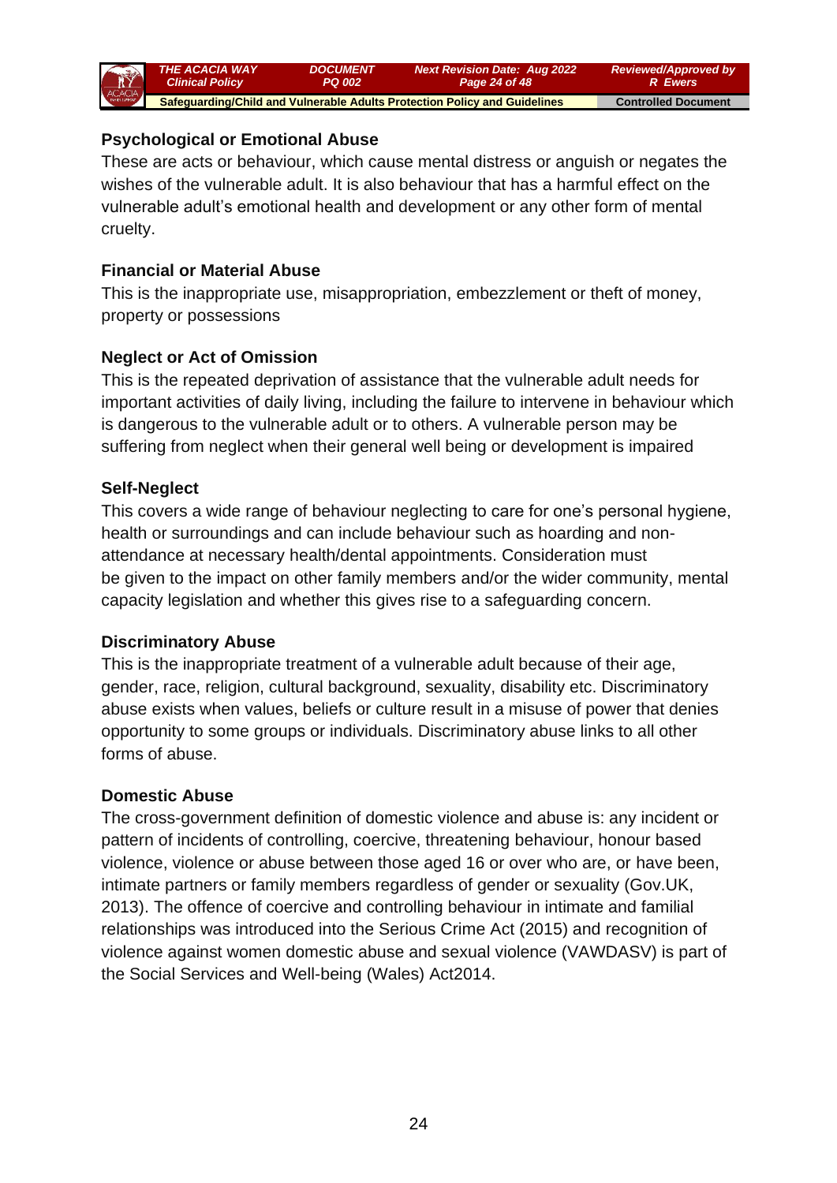### Psychological or Emotional Abuse

These are acts or behaviour, which cause mental distress or anguish or negates the wishes of the vulnerable adult. It is also behaviour that has a harmful effect on the vulnerable adult's emotional health and development or any other form of mental cruelty.

### Financial or Material Abuse

This is the inappropriate use, misappropriation, embezzlement or theft of money, property or possessions

### Neglect or Act of Omission

This is the repeated deprivation of assistance that the vulnerable adult needs for important activities of daily living, including the failure to intervene in behaviour which is dangerous to the vulnerable adult or to others. A vulnerable person may be suffering from neglect when their general well being or development is impaired

### Self-Neglect

This covers a wide range of behaviour neglecting to care for one's personal hygiene, health or surroundings and can include behaviour such as hoarding and non-attendance at necessary health/dental appointments. Consideration must be given to the impact on other family members and/or the wider community, mental capacity legislation and whether this gives rise to a safeguarding concern.

### Discriminatory Abuse

This is the inappropriate treatment of a vulnerable adult because of their age, gender, race, religion, cultural background, sexuality, disability etc. Discriminatory abuse exists when values, beliefs or culture result in a misuse of power that denies opportunity to some groups or individuals. Discriminatory abuse links to all other forms of abuse.

### Domestic Abuse

The cross-government definition of domestic violence and abuse is: any incident or pattern of incidents of controlling, coercive, threatening behaviour, honour based violence, violence or abuse between those aged 16 or over who are, or have been, intimate partners or family members regardless of gender or sexuality (Gov.UK, 2013). The offence of coercive and controlling behaviour in intimate and familial relationships was introduced into the Serious Crime Act (2015) and recognition of violence against women domestic abuse and sexual violence (VAWDASV) is part of the Social Services and Well-being (Wales) Act2014.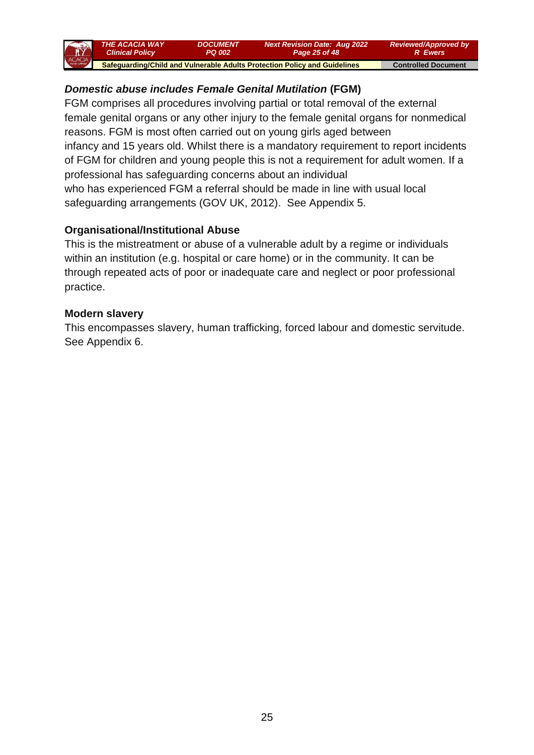### *Domestic abuse includes Female Genital Mutilation* (FGM)

FGM comprises all procedures involving partial or total removal of the external female genital organs or any other injury to the female genital organs for nonmedical reasons. FGM is most often carried out on young girls aged between infancy and 15 years old. Whilst there is a mandatory requirement to report incidents of FGM for children and young people this is not a requirement for adult women. If a professional has safeguarding concerns about an individual who has experienced FGM a referral should be made in line with usual local safeguarding arrangements (GOV UK, 2012). See Appendix 5.

### Organisational/Institutional Abuse

This is the mistreatment or abuse of a vulnerable adult by a regime or individuals within an institution (e.g. hospital or care home) or in the community. It can be through repeated acts of poor or inadequate care and neglect or poor professional practice.

### Modern slavery

This encompasses slavery, human trafficking, forced labour and domestic servitude. See Appendix 6.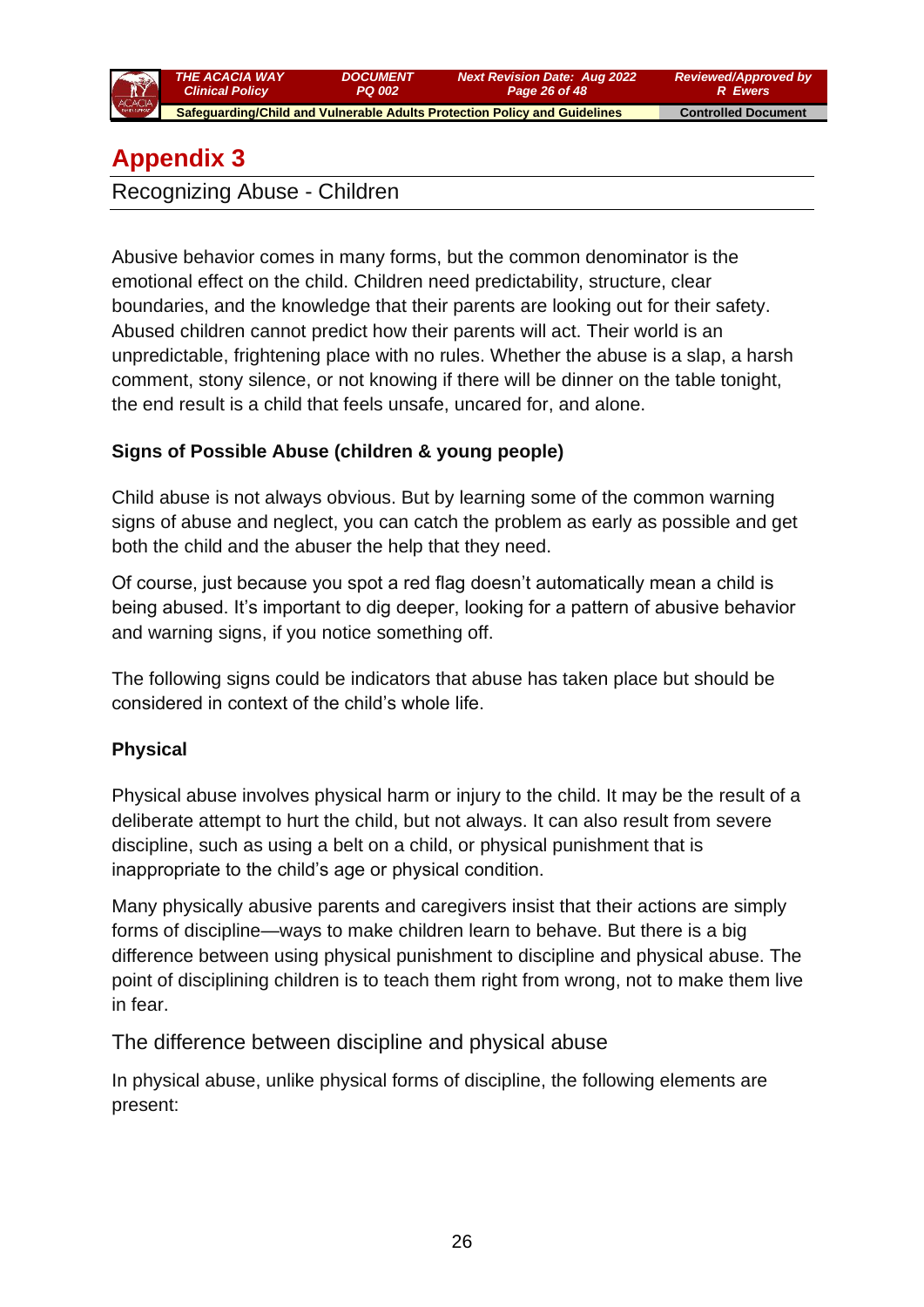# Appendix 3

## Recognizing Abuse - Children

Abusive behavior comes in many forms, but the common denominator is the emotional effect on the child. Children need predictability, structure, clear boundaries, and the knowledge that their parents are looking out for their safety. Abused children cannot predict how their parents will act. Their world is an unpredictable, frightening place with no rules. Whether the abuse is a slap, a harsh comment, stony silence, or not knowing if there will be dinner on the table tonight, the end result is a child that feels unsafe, uncared for, and alone.

**Signs of Possible Abuse (children & young people)**

Child abuse is not always obvious. But by learning some of the common warning signs of abuse and neglect, you can catch the problem as early as possible and get both the child and the abuser the help that they need.

Of course, just because you spot a red flag doesn't automatically mean a child is being abused. It's important to dig deeper, looking for a pattern of abusive behavior and warning signs, if you notice something off.

The following signs could be indicators that abuse has taken place but should be considered in context of the child's whole life.

**Physical**

Physical abuse involves physical harm or injury to the child. It may be the result of a deliberate attempt to hurt the child, but not always. It can also result from severe discipline, such as using a belt on a child, or physical punishment that is inappropriate to the child's age or physical condition.

Many physically abusive parents and caregivers insist that their actions are simply forms of discipline—ways to make children learn to behave. But there is a big difference between using physical punishment to discipline and physical abuse. The point of disciplining children is to teach them right from wrong, not to make them live in fear.

### The difference between discipline and physical abuse

In physical abuse, unlike physical forms of discipline, the following elements are present: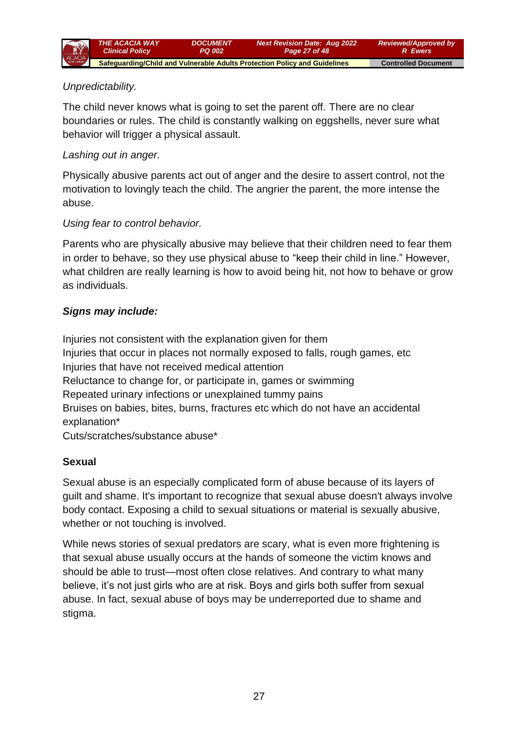*Unpredictability.*

The child never knows what is going to set the parent off. There are no clear boundaries or rules. The child is constantly walking on eggshells, never sure what behavior will trigger a physical assault.

*Lashing out in anger.*

Physically abusive parents act out of anger and the desire to assert control, not the motivation to lovingly teach the child. The angrier the parent, the more intense the abuse.

*Using fear to control behavior.*

Parents who are physically abusive may believe that their children need to fear them in order to behave, so they use physical abuse to “keep their child in line.” However, what children are really learning is how to avoid being hit, not how to behave or grow as individuals.

***Signs may include:***

Injuries not consistent with the explanation given for them
Injuries that occur in places not normally exposed to falls, rough games, etc
Injuries that have not received medical attention
Reluctance to change for, or participate in, games or swimming
Repeated urinary infections or unexplained tummy pains
Bruises on babies, bites, burns, fractures etc which do not have an accidental explanation*
Cuts/scratches/substance abuse*

**Sexual**

Sexual abuse is an especially complicated form of abuse because of its layers of guilt and shame. It's important to recognize that sexual abuse doesn't always involve body contact. Exposing a child to sexual situations or material is sexually abusive, whether or not touching is involved.

While news stories of sexual predators are scary, what is even more frightening is that sexual abuse usually occurs at the hands of someone the victim knows and should be able to trust—most often close relatives. And contrary to what many believe, it’s not just girls who are at risk. Boys and girls both suffer from sexual abuse. In fact, sexual abuse of boys may be underreported due to shame and stigma.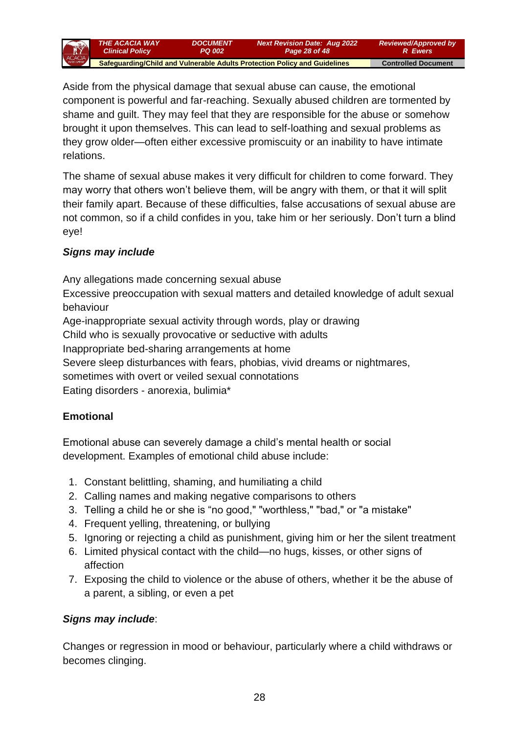Aside from the physical damage that sexual abuse can cause, the emotional component is powerful and far-reaching. Sexually abused children are tormented by shame and guilt. They may feel that they are responsible for the abuse or somehow brought it upon themselves. This can lead to self-loathing and sexual problems as they grow older—often either excessive promiscuity or an inability to have intimate relations.

The shame of sexual abuse makes it very difficult for children to come forward. They may worry that others won't believe them, will be angry with them, or that it will split their family apart. Because of these difficulties, false accusations of sexual abuse are not common, so if a child confides in you, take him or her seriously. Don't turn a blind eye!

***Signs may include***

Any allegations made concerning sexual abuse
Excessive preoccupation with sexual matters and detailed knowledge of adult sexual behaviour
Age-inappropriate sexual activity through words, play or drawing
Child who is sexually provocative or seductive with adults
Inappropriate bed-sharing arrangements at home
Severe sleep disturbances with fears, phobias, vivid dreams or nightmares, sometimes with overt or veiled sexual connotations
Eating disorders - anorexia, bulimia*

**Emotional**

Emotional abuse can severely damage a child's mental health or social development. Examples of emotional child abuse include:

1. Constant belittling, shaming, and humiliating a child
2. Calling names and making negative comparisons to others
3. Telling a child he or she is "no good," "worthless," "bad," or "a mistake"
4. Frequent yelling, threatening, or bullying
5. Ignoring or rejecting a child as punishment, giving him or her the silent treatment
6. Limited physical contact with the child—no hugs, kisses, or other signs of affection
7. Exposing the child to violence or the abuse of others, whether it be the abuse of a parent, a sibling, or even a pet

***Signs may include***:

Changes or regression in mood or behaviour, particularly where a child withdraws or becomes clinging.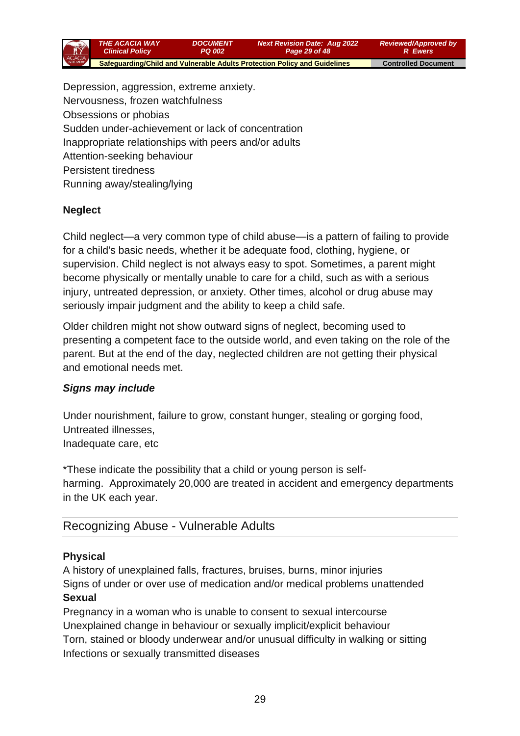Depression, aggression, extreme anxiety.
Nervousness, frozen watchfulness
Obsessions or phobias
Sudden under-achievement or lack of concentration
Inappropriate relationships with peers and/or adults
Attention-seeking behaviour
Persistent tiredness
Running away/stealing/lying

**Neglect**

Child neglect—a very common type of child abuse—is a pattern of failing to provide for a child's basic needs, whether it be adequate food, clothing, hygiene, or supervision. Child neglect is not always easy to spot. Sometimes, a parent might become physically or mentally unable to care for a child, such as with a serious injury, untreated depression, or anxiety. Other times, alcohol or drug abuse may seriously impair judgment and the ability to keep a child safe.

Older children might not show outward signs of neglect, becoming used to presenting a competent face to the outside world, and even taking on the role of the parent. But at the end of the day, neglected children are not getting their physical and emotional needs met.

***Signs may include***

Under nourishment, failure to grow, constant hunger, stealing or gorging food,
Untreated illnesses,
Inadequate care, etc

*These indicate the possibility that a child or young person is self-harming. Approximately 20,000 are treated in accident and emergency departments in the UK each year.

## Recognizing Abuse - Vulnerable Adults

**Physical**
A history of unexplained falls, fractures, bruises, burns, minor injuries
Signs of under or over use of medication and/or medical problems unattended
**Sexual**
Pregnancy in a woman who is unable to consent to sexual intercourse
Unexplained change in behaviour or sexually implicit/explicit behaviour
Torn, stained or bloody underwear and/or unusual difficulty in walking or sitting
Infections or sexually transmitted diseases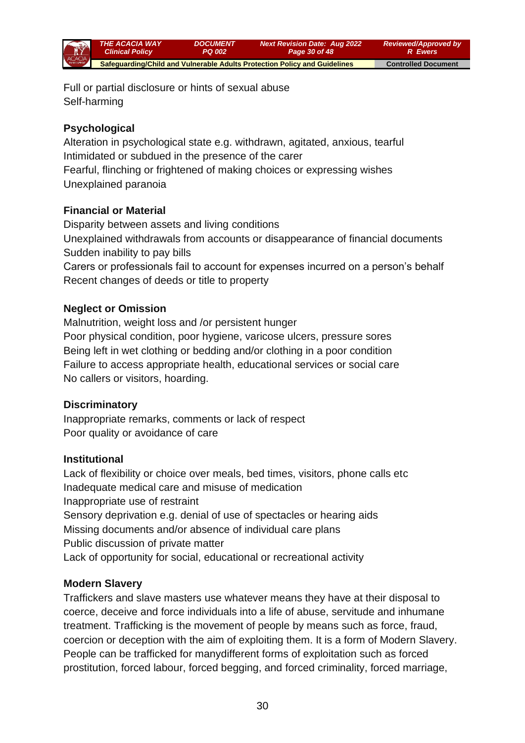Full or partial disclosure or hints of sexual abuse
Self-harming

**Psychological**

Alteration in psychological state e.g. withdrawn, agitated, anxious, tearful
Intimidated or subdued in the presence of the carer
Fearful, flinching or frightened of making choices or expressing wishes
Unexplained paranoia

**Financial or Material**

Disparity between assets and living conditions
Unexplained withdrawals from accounts or disappearance of financial documents
Sudden inability to pay bills
Carers or professionals fail to account for expenses incurred on a person's behalf
Recent changes of deeds or title to property

**Neglect or Omission**

Malnutrition, weight loss and /or persistent hunger
Poor physical condition, poor hygiene, varicose ulcers, pressure sores
Being left in wet clothing or bedding and/or clothing in a poor condition
Failure to access appropriate health, educational services or social care
No callers or visitors, hoarding.

**Discriminatory**

Inappropriate remarks, comments or lack of respect
Poor quality or avoidance of care

**Institutional**

Lack of flexibility or choice over meals, bed times, visitors, phone calls etc
Inadequate medical care and misuse of medication
Inappropriate use of restraint
Sensory deprivation e.g. denial of use of spectacles or hearing aids
Missing documents and/or absence of individual care plans
Public discussion of private matter
Lack of opportunity for social, educational or recreational activity

**Modern Slavery**

Traffickers and slave masters use whatever means they have at their disposal to coerce, deceive and force individuals into a life of abuse, servitude and inhumane treatment. Trafficking is the movement of people by means such as force, fraud, coercion or deception with the aim of exploiting them. It is a form of Modern Slavery. People can be trafficked for manydifferent forms of exploitation such as forced prostitution, forced labour, forced begging, and forced criminality, forced marriage,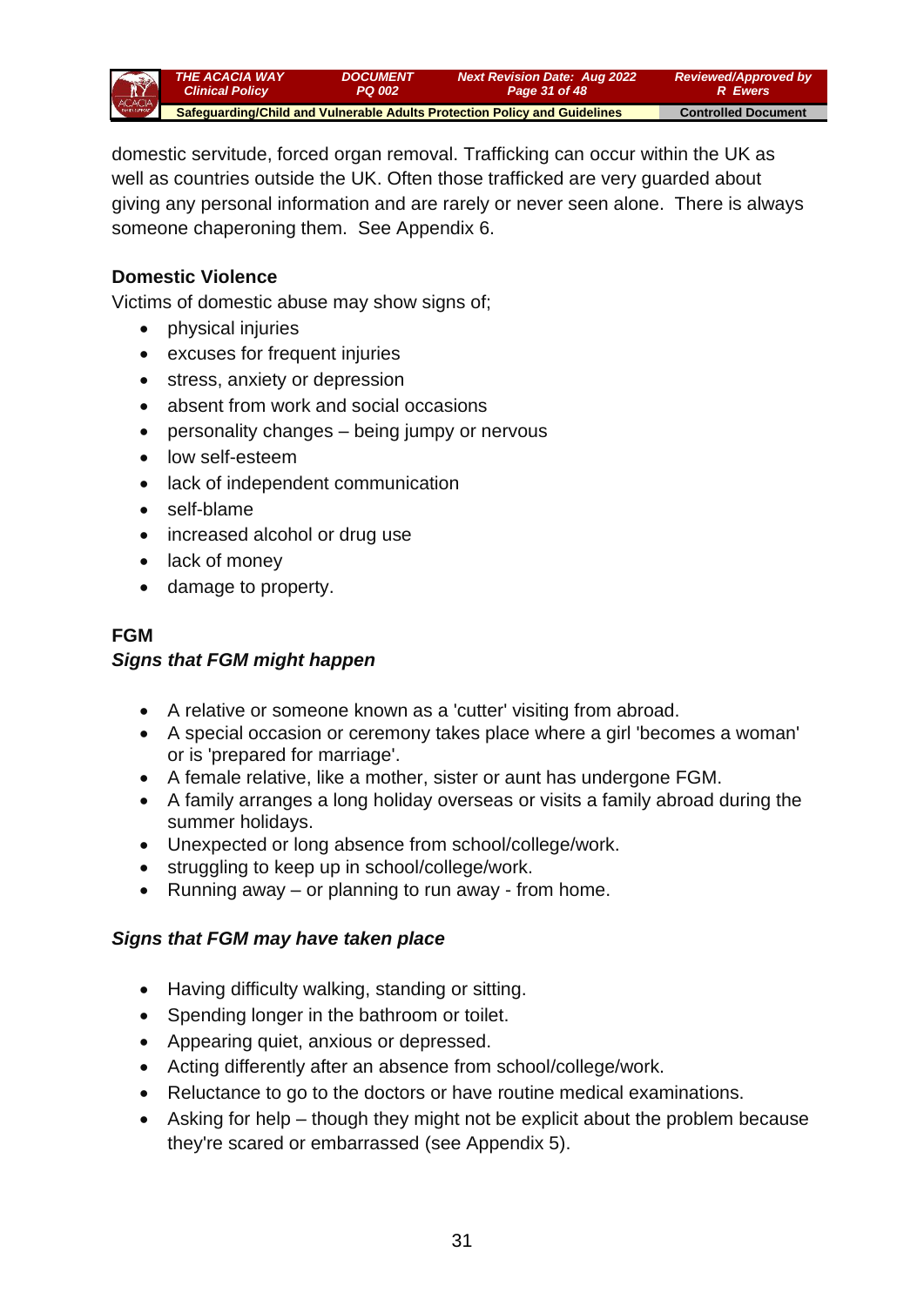domestic servitude, forced organ removal. Trafficking can occur within the UK as well as countries outside the UK. Often those trafficked are very guarded about giving any personal information and are rarely or never seen alone. There is always someone chaperoning them. See Appendix 6.

### Domestic Violence

Victims of domestic abuse may show signs of;

- physical injuries
- excuses for frequent injuries
- stress, anxiety or depression
- absent from work and social occasions
- personality changes – being jumpy or nervous
- low self-esteem
- lack of independent communication
- self-blame
- increased alcohol or drug use
- lack of money
- damage to property.

### FGM

***Signs that FGM might happen***

- A relative or someone known as a 'cutter' visiting from abroad.
- A special occasion or ceremony takes place where a girl 'becomes a woman' or is 'prepared for marriage'.
- A female relative, like a mother, sister or aunt has undergone FGM.
- A family arranges a long holiday overseas or visits a family abroad during the summer holidays.
- Unexpected or long absence from school/college/work.
- struggling to keep up in school/college/work.
- Running away – or planning to run away - from home.

***Signs that FGM may have taken place***

- Having difficulty walking, standing or sitting.
- Spending longer in the bathroom or toilet.
- Appearing quiet, anxious or depressed.
- Acting differently after an absence from school/college/work.
- Reluctance to go to the doctors or have routine medical examinations.
- Asking for help – though they might not be explicit about the problem because they're scared or embarrassed (see Appendix 5).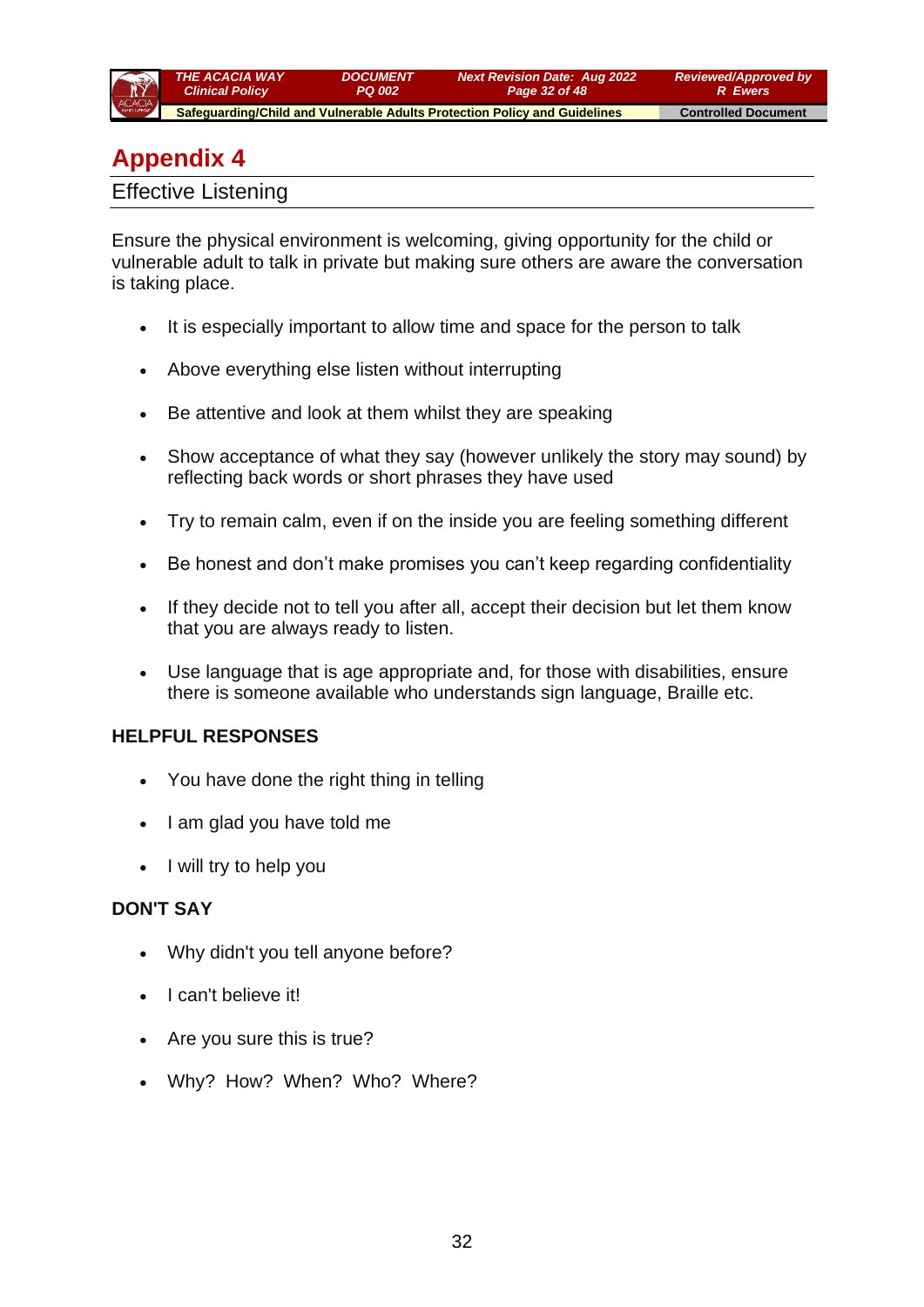# Appendix 4

## Effective Listening

Ensure the physical environment is welcoming, giving opportunity for the child or vulnerable adult to talk in private but making sure others are aware the conversation is taking place.

- It is especially important to allow time and space for the person to talk
- Above everything else listen without interrupting
- Be attentive and look at them whilst they are speaking
- Show acceptance of what they say (however unlikely the story may sound) by reflecting back words or short phrases they have used
- Try to remain calm, even if on the inside you are feeling something different
- Be honest and don't make promises you can't keep regarding confidentiality
- If they decide not to tell you after all, accept their decision but let them know that you are always ready to listen.
- Use language that is age appropriate and, for those with disabilities, ensure there is someone available who understands sign language, Braille etc.

**HELPFUL RESPONSES**

- You have done the right thing in telling
- I am glad you have told me
- I will try to help you

**DON'T SAY**

- Why didn't you tell anyone before?
- I can't believe it!
- Are you sure this is true?
- Why? How? When? Who? Where?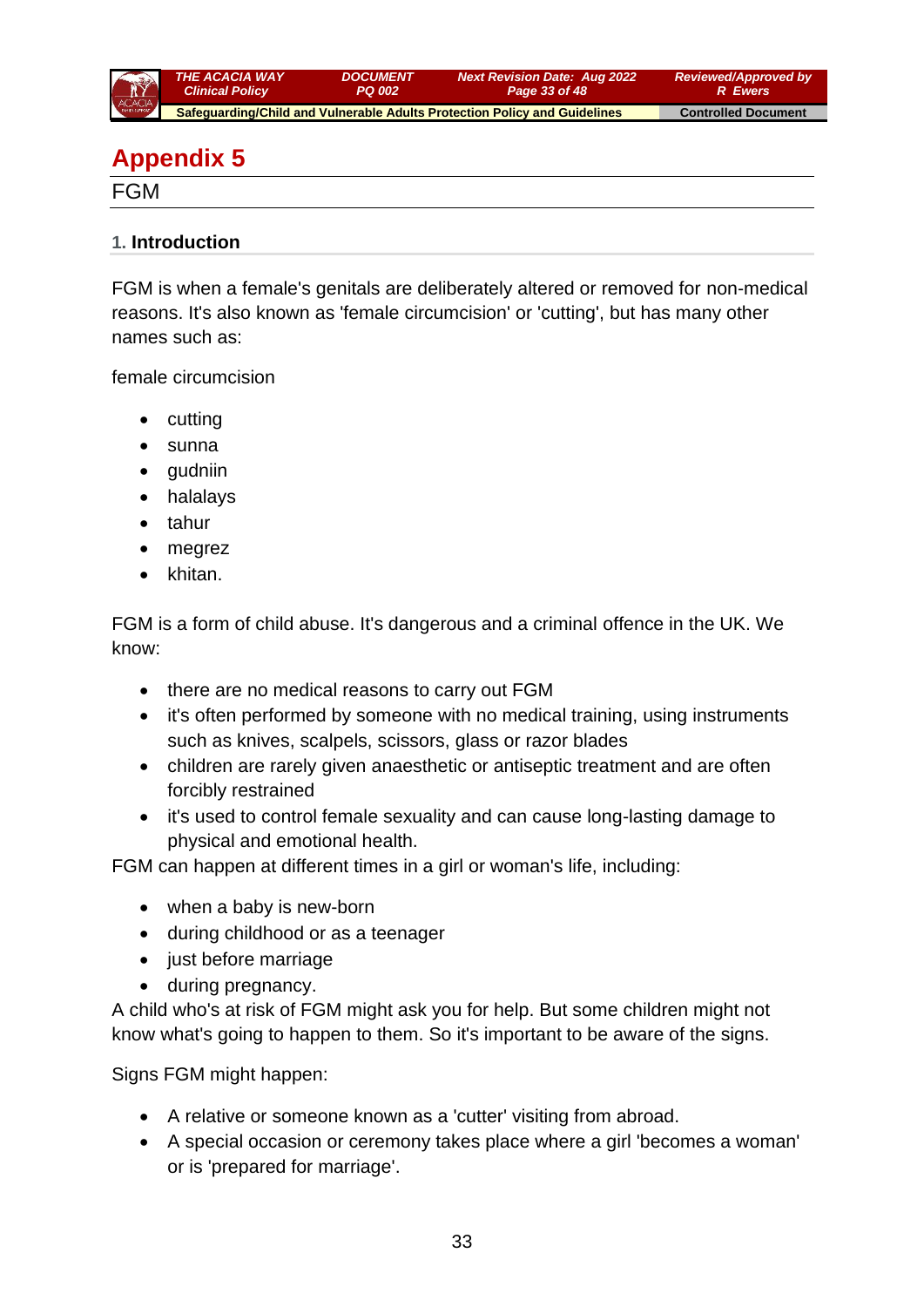# Appendix 5

## FGM

### 1. Introduction

FGM is when a female's genitals are deliberately altered or removed for non-medical reasons. It's also known as 'female circumcision' or 'cutting', but has many other names such as:

female circumcision

- cutting
- sunna
- gudniin
- halalays
- tahur
- megrez
- khitan.

FGM is a form of child abuse. It's dangerous and a criminal offence in the UK. We know:

- there are no medical reasons to carry out FGM
- it's often performed by someone with no medical training, using instruments such as knives, scalpels, scissors, glass or razor blades
- children are rarely given anaesthetic or antiseptic treatment and are often forcibly restrained
- it's used to control female sexuality and can cause long-lasting damage to physical and emotional health.

FGM can happen at different times in a girl or woman's life, including:

- when a baby is new-born
- during childhood or as a teenager
- just before marriage
- during pregnancy.

A child who's at risk of FGM might ask you for help. But some children might not know what's going to happen to them. So it's important to be aware of the signs.

Signs FGM might happen:

- A relative or someone known as a 'cutter' visiting from abroad.
- A special occasion or ceremony takes place where a girl 'becomes a woman' or is 'prepared for marriage'.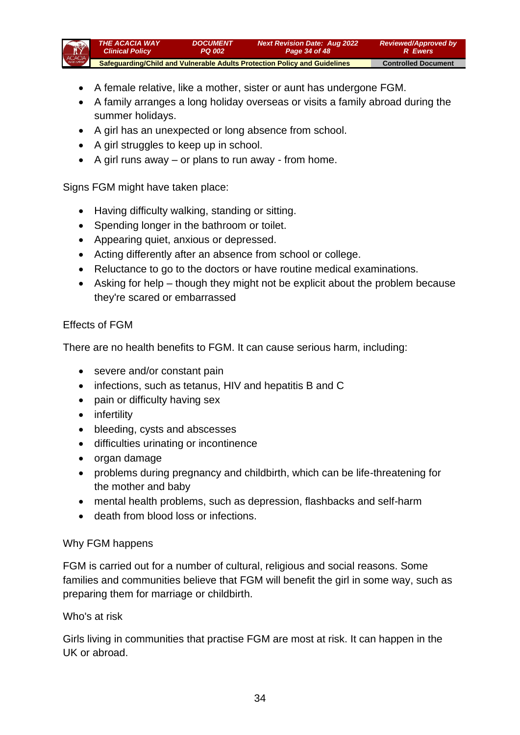- A female relative, like a mother, sister or aunt has undergone FGM.
- A family arranges a long holiday overseas or visits a family abroad during the summer holidays.
- A girl has an unexpected or long absence from school.
- A girl struggles to keep up in school.
- A girl runs away – or plans to run away - from home.

Signs FGM might have taken place:

- Having difficulty walking, standing or sitting.
- Spending longer in the bathroom or toilet.
- Appearing quiet, anxious or depressed.
- Acting differently after an absence from school or college.
- Reluctance to go to the doctors or have routine medical examinations.
- Asking for help – though they might not be explicit about the problem because they're scared or embarrassed

Effects of FGM

There are no health benefits to FGM. It can cause serious harm, including:

- severe and/or constant pain
- infections, such as tetanus, HIV and hepatitis B and C
- pain or difficulty having sex
- infertility
- bleeding, cysts and abscesses
- difficulties urinating or incontinence
- organ damage
- problems during pregnancy and childbirth, which can be life-threatening for the mother and baby
- mental health problems, such as depression, flashbacks and self-harm
- death from blood loss or infections.

Why FGM happens

FGM is carried out for a number of cultural, religious and social reasons. Some families and communities believe that FGM will benefit the girl in some way, such as preparing them for marriage or childbirth.

Who's at risk

Girls living in communities that practise FGM are most at risk. It can happen in the UK or abroad.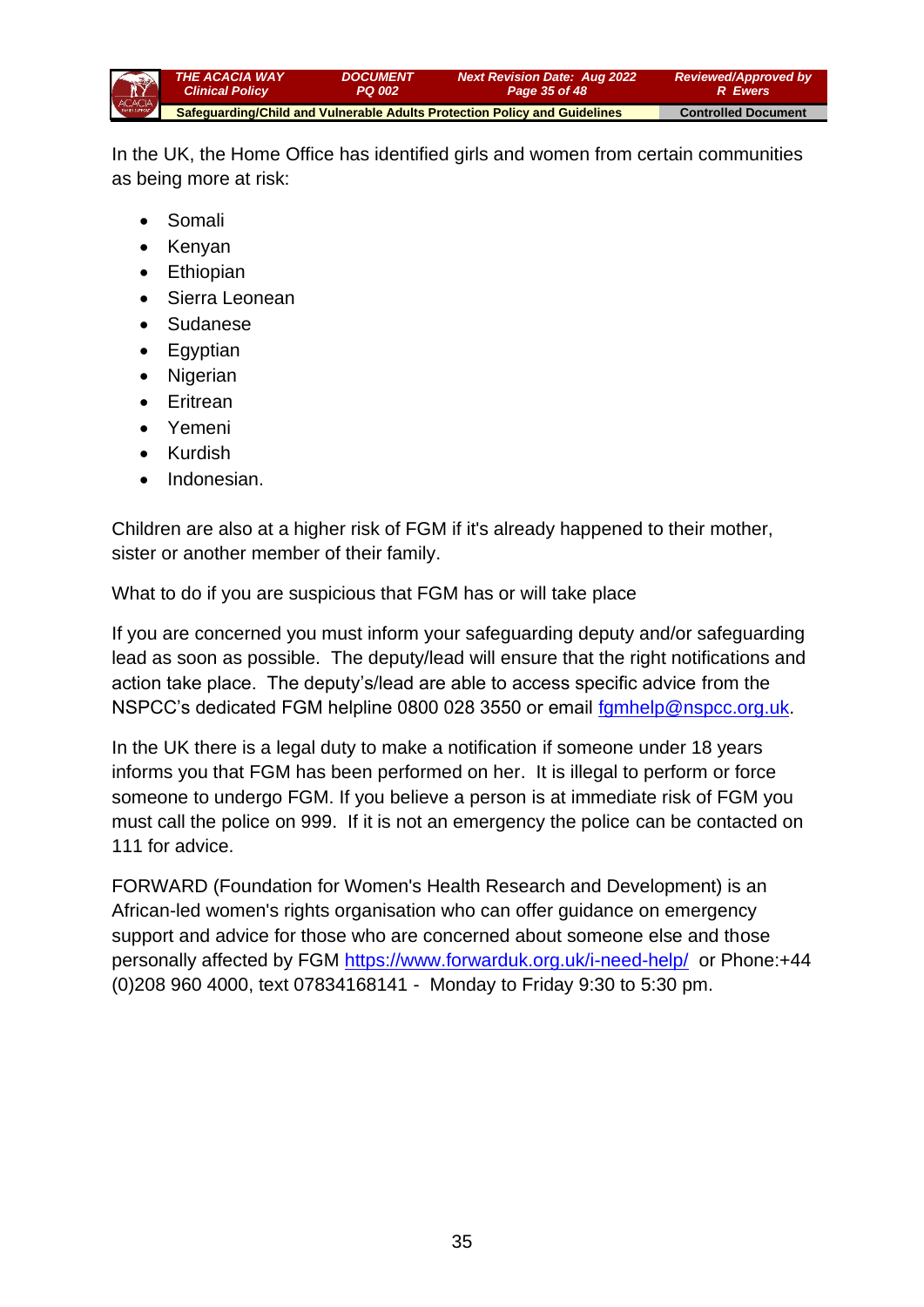In the UK, the Home Office has identified girls and women from certain communities as being more at risk:

- Somali
- Kenyan
- Ethiopian
- Sierra Leonean
- Sudanese
- Egyptian
- Nigerian
- Eritrean
- Yemeni
- Kurdish
- Indonesian.

Children are also at a higher risk of FGM if it's already happened to their mother, sister or another member of their family.

What to do if you are suspicious that FGM has or will take place

If you are concerned you must inform your safeguarding deputy and/or safeguarding lead as soon as possible. The deputy/lead will ensure that the right notifications and action take place. The deputy's/lead are able to access specific advice from the NSPCC's dedicated FGM helpline 0800 028 3550 or email fgmhelp@nspcc.org.uk.

In the UK there is a legal duty to make a notification if someone under 18 years informs you that FGM has been performed on her. It is illegal to perform or force someone to undergo FGM. If you believe a person is at immediate risk of FGM you must call the police on 999. If it is not an emergency the police can be contacted on 111 for advice.

FORWARD (Foundation for Women's Health Research and Development) is an African-led women's rights organisation who can offer guidance on emergency support and advice for those who are concerned about someone else and those personally affected by FGM https://www.forwarduk.org.uk/i-need-help/ or Phone:+44 (0)208 960 4000, text 07834168141 - Monday to Friday 9:30 to 5:30 pm.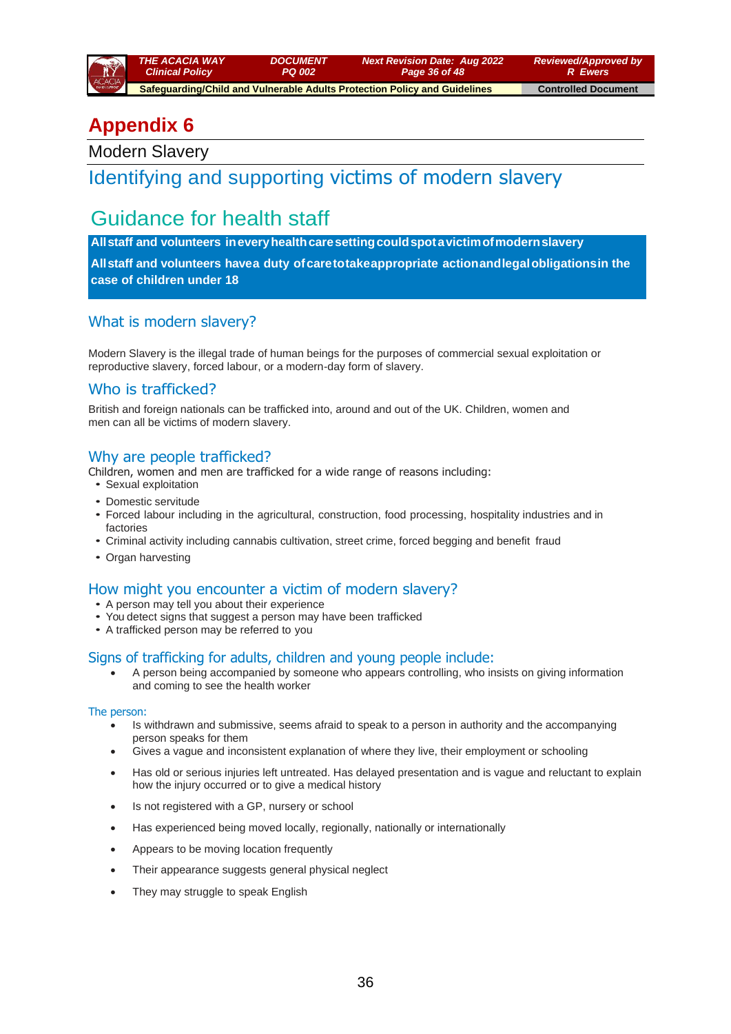# Appendix 6

## Modern Slavery

## Identifying and supporting victims of modern slavery

## Guidance for health staff

**All staff and volunteers in every health care setting could spot a victim of modern slavery**

**All staff and volunteers have a duty of care to take appropriate action and legal obligations in the case of children under 18**

### What is modern slavery?

Modern Slavery is the illegal trade of human beings for the purposes of commercial sexual exploitation or reproductive slavery, forced labour, or a modern-day form of slavery.

### Who is trafficked?

British and foreign nationals can be trafficked into, around and out of the UK. Children, women and men can all be victims of modern slavery.

### Why are people trafficked?

Children, women and men are trafficked for a wide range of reasons including:

- Sexual exploitation
- Domestic servitude
- Forced labour including in the agricultural, construction, food processing, hospitality industries and in factories
- Criminal activity including cannabis cultivation, street crime, forced begging and benefit fraud
- Organ harvesting

### How might you encounter a victim of modern slavery?

- A person may tell you about their experience
- You detect signs that suggest a person may have been trafficked
- A trafficked person may be referred to you

### Signs of trafficking for adults, children and young people include:

- A person being accompanied by someone who appears controlling, who insists on giving information and coming to see the health worker

The person:

- Is withdrawn and submissive, seems afraid to speak to a person in authority and the accompanying person speaks for them
- Gives a vague and inconsistent explanation of where they live, their employment or schooling
- Has old or serious injuries left untreated. Has delayed presentation and is vague and reluctant to explain how the injury occurred or to give a medical history
- Is not registered with a GP, nursery or school
- Has experienced being moved locally, regionally, nationally or internationally
- Appears to be moving location frequently
- Their appearance suggests general physical neglect
- They may struggle to speak English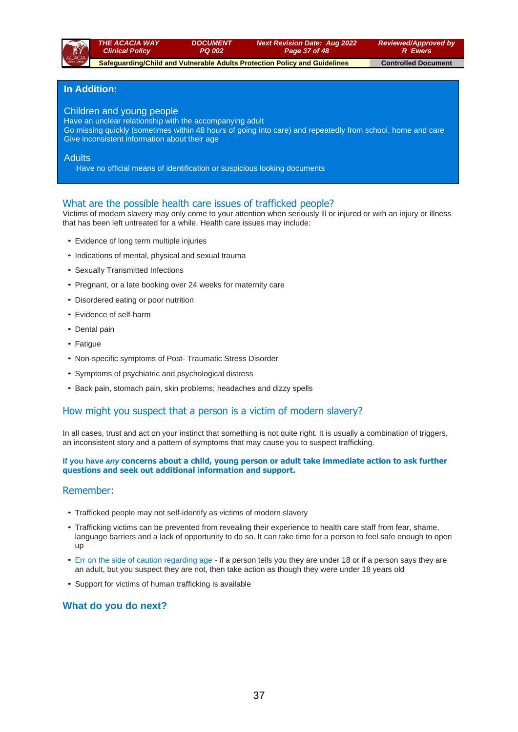**In Addition:**

Children and young people
Have an unclear relationship with the accompanying adult
Go missing quickly (sometimes within 48 hours of going into care) and repeatedly from school, home and care
Give inconsistent information about their age

Adults
Have no official means of identification or suspicious looking documents

## What are the possible health care issues of trafficked people?

Victims of modern slavery may only come to your attention when seriously ill or injured or with an injury or illness that has been left untreated for a while. Health care issues may include:

- Evidence of long term multiple injuries
- Indications of mental, physical and sexual trauma
- Sexually Transmitted Infections
- Pregnant, or a late booking over 24 weeks for maternity care
- Disordered eating or poor nutrition
- Evidence of self-harm
- Dental pain
- Fatigue
- Non-specific symptoms of Post- Traumatic Stress Disorder
- Symptoms of psychiatric and psychological distress
- Back pain, stomach pain, skin problems; headaches and dizzy spells

## How might you suspect that a person is a victim of modern slavery?

In all cases, trust and act on your instinct that something is not quite right. It is usually a combination of triggers, an inconsistent story and a pattern of symptoms that may cause you to suspect trafficking.

**If you have *any* concerns about a child, young person or adult take immediate action to ask further questions and seek out additional information and support.**

## Remember:

- Trafficked people may not self-identify as victims of modern slavery
- Trafficking victims can be prevented from revealing their experience to health care staff from fear, shame, language barriers and a lack of opportunity to do so. It can take time for a person to feel safe enough to open up
- Err on the side of caution regarding age - if a person tells you they are under 18 or if a person says they are an adult, but you suspect they are not, then take action as though they were under 18 years old
- Support for victims of human trafficking is available

## What do you do next?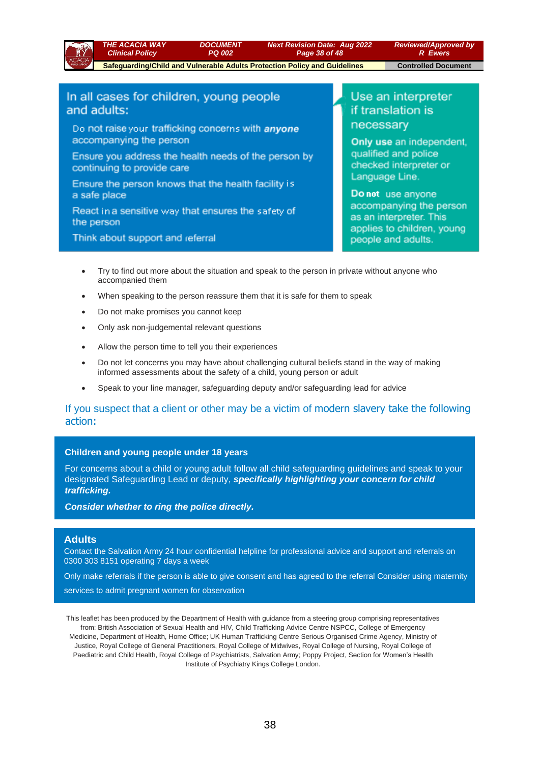## In all cases for children, young people and adults:

Do not raise your trafficking concerns with ***anyone*** accompanying the person

Ensure you address the health needs of the person by continuing to provide care

Ensure the person knows that the health facility is a safe place

React in a sensitive way that ensures the safety of the person

Think about support and referral

## Use an interpreter if translation is necessary

**Only use** an independent, qualified and police checked interpreter or Language Line.

**Do not** use anyone accompanying the person as an interpreter. This applies to children, young people and adults.

- Try to find out more about the situation and speak to the person in private without anyone who accompanied them
- When speaking to the person reassure them that it is safe for them to speak
- Do not make promises you cannot keep
- Only ask non-judgemental relevant questions
- Allow the person time to tell you their experiences
- Do not let concerns you may have about challenging cultural beliefs stand in the way of making informed assessments about the safety of a child, young person or adult
- Speak to your line manager, safeguarding deputy and/or safeguarding lead for advice

## If you suspect that a client or other may be a victim of modern slavery take the following action:

**Children and young people under 18 years**

For concerns about a child or young adult follow all child safeguarding guidelines and speak to your designated Safeguarding Lead or deputy, ***specifically highlighting your concern for child trafficking.***

***Consider whether to ring the police directly.***

### Adults

Contact the Salvation Army 24 hour confidential helpline for professional advice and support and referrals on 0300 303 8151 operating 7 days a week

Only make referrals if the person is able to give consent and has agreed to the referral Consider using maternity services to admit pregnant women for observation

This leaflet has been produced by the Department of Health with guidance from a steering group comprising representatives from: British Association of Sexual Health and HIV, Child Trafficking Advice Centre NSPCC, College of Emergency Medicine, Department of Health, Home Office; UK Human Trafficking Centre Serious Organised Crime Agency, Ministry of Justice, Royal College of General Practitioners, Royal College of Midwives, Royal College of Nursing, Royal College of Paediatric and Child Health, Royal College of Psychiatrists, Salvation Army; Poppy Project, Section for Women's Health Institute of Psychiatry Kings College London.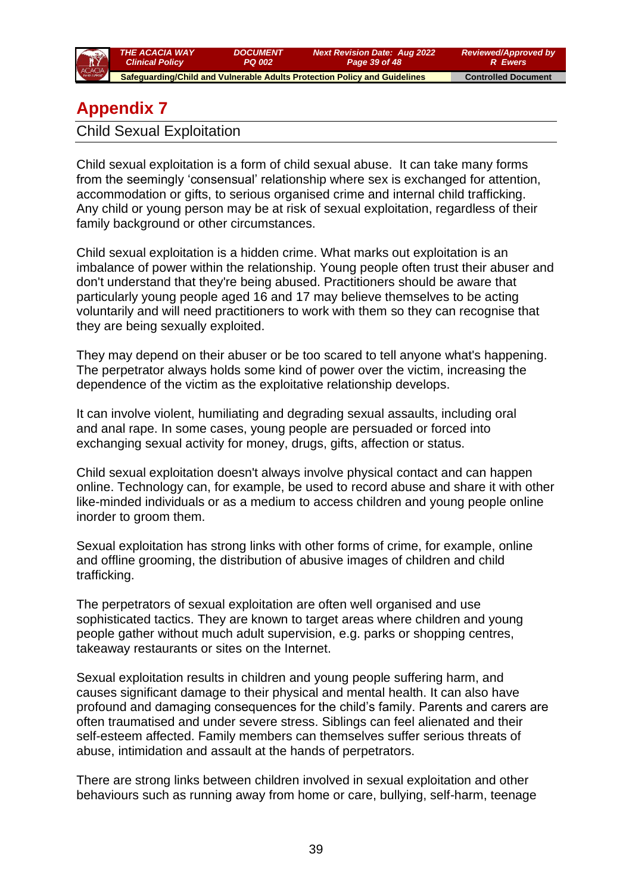# Appendix 7

## Child Sexual Exploitation

Child sexual exploitation is a form of child sexual abuse. It can take many forms from the seemingly 'consensual' relationship where sex is exchanged for attention, accommodation or gifts, to serious organised crime and internal child trafficking. Any child or young person may be at risk of sexual exploitation, regardless of their family background or other circumstances.

Child sexual exploitation is a hidden crime. What marks out exploitation is an imbalance of power within the relationship. Young people often trust their abuser and don't understand that they're being abused. Practitioners should be aware that particularly young people aged 16 and 17 may believe themselves to be acting voluntarily and will need practitioners to work with them so they can recognise that they are being sexually exploited.

They may depend on their abuser or be too scared to tell anyone what's happening. The perpetrator always holds some kind of power over the victim, increasing the dependence of the victim as the exploitative relationship develops.

It can involve violent, humiliating and degrading sexual assaults, including oral and anal rape. In some cases, young people are persuaded or forced into exchanging sexual activity for money, drugs, gifts, affection or status.

Child sexual exploitation doesn't always involve physical contact and can happen online. Technology can, for example, be used to record abuse and share it with other like-minded individuals or as a medium to access children and young people online inorder to groom them.

Sexual exploitation has strong links with other forms of crime, for example, online and offline grooming, the distribution of abusive images of children and child trafficking.

The perpetrators of sexual exploitation are often well organised and use sophisticated tactics. They are known to target areas where children and young people gather without much adult supervision, e.g. parks or shopping centres, takeaway restaurants or sites on the Internet.

Sexual exploitation results in children and young people suffering harm, and causes significant damage to their physical and mental health. It can also have profound and damaging consequences for the child's family. Parents and carers are often traumatised and under severe stress. Siblings can feel alienated and their self-esteem affected. Family members can themselves suffer serious threats of abuse, intimidation and assault at the hands of perpetrators.

There are strong links between children involved in sexual exploitation and other behaviours such as running away from home or care, bullying, self-harm, teenage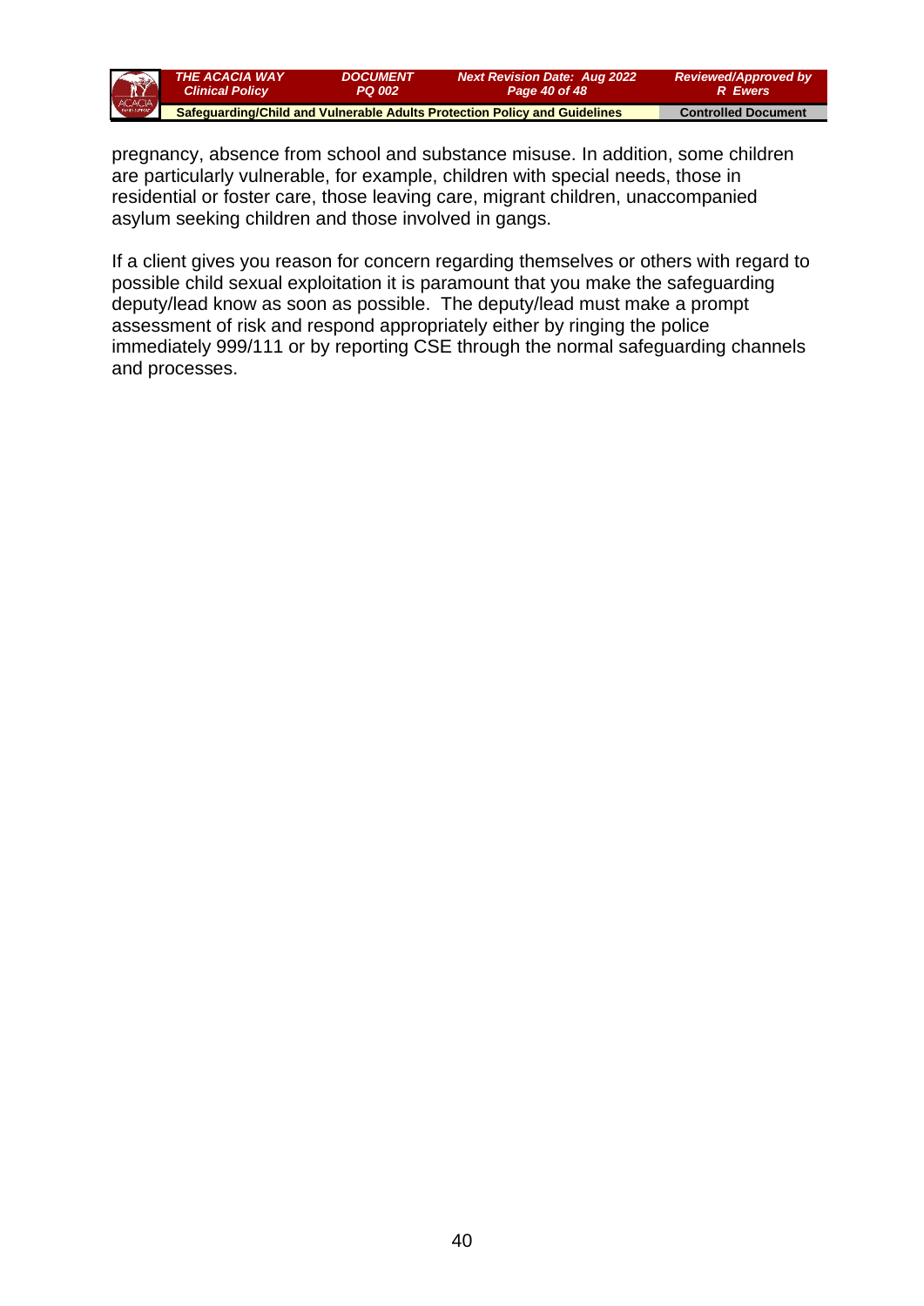pregnancy, absence from school and substance misuse. In addition, some children are particularly vulnerable, for example, children with special needs, those in residential or foster care, those leaving care, migrant children, unaccompanied asylum seeking children and those involved in gangs.

If a client gives you reason for concern regarding themselves or others with regard to possible child sexual exploitation it is paramount that you make the safeguarding deputy/lead know as soon as possible. The deputy/lead must make a prompt assessment of risk and respond appropriately either by ringing the police immediately 999/111 or by reporting CSE through the normal safeguarding channels and processes.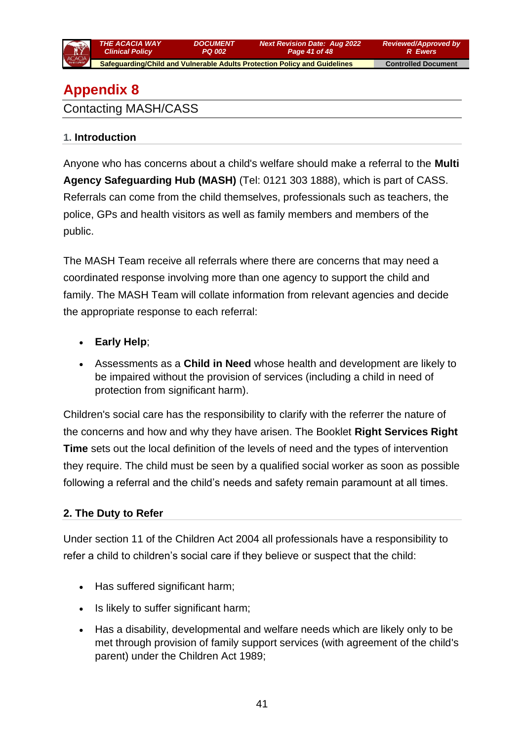# Appendix 8

## Contacting MASH/CASS

### 1. Introduction

Anyone who has concerns about a child's welfare should make a referral to the **Multi Agency Safeguarding Hub (MASH)** (Tel: 0121 303 1888), which is part of CASS. Referrals can come from the child themselves, professionals such as teachers, the police, GPs and health visitors as well as family members and members of the public.

The MASH Team receive all referrals where there are concerns that may need a coordinated response involving more than one agency to support the child and family. The MASH Team will collate information from relevant agencies and decide the appropriate response to each referral:

- **Early Help**;
- Assessments as a **Child in Need** whose health and development are likely to be impaired without the provision of services (including a child in need of protection from significant harm).

Children's social care has the responsibility to clarify with the referrer the nature of the concerns and how and why they have arisen. The Booklet **Right Services Right Time** sets out the local definition of the levels of need and the types of intervention they require. The child must be seen by a qualified social worker as soon as possible following a referral and the child's needs and safety remain paramount at all times.

### 2. The Duty to Refer

Under section 11 of the Children Act 2004 all professionals have a responsibility to refer a child to children's social care if they believe or suspect that the child:

- Has suffered significant harm;
- Is likely to suffer significant harm;
- Has a disability, developmental and welfare needs which are likely only to be met through provision of family support services (with agreement of the child's parent) under the Children Act 1989;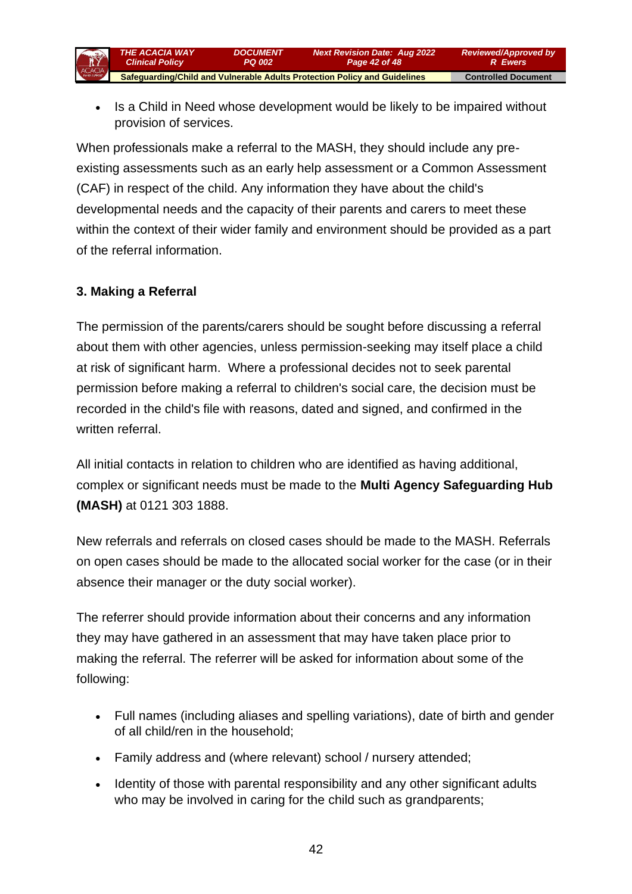- Is a Child in Need whose development would be likely to be impaired without provision of services.

When professionals make a referral to the MASH, they should include any pre-existing assessments such as an early help assessment or a Common Assessment (CAF) in respect of the child. Any information they have about the child's developmental needs and the capacity of their parents and carers to meet these within the context of their wider family and environment should be provided as a part of the referral information.

### 3. Making a Referral

The permission of the parents/carers should be sought before discussing a referral about them with other agencies, unless permission-seeking may itself place a child at risk of significant harm. Where a professional decides not to seek parental permission before making a referral to children's social care, the decision must be recorded in the child's file with reasons, dated and signed, and confirmed in the written referral.

All initial contacts in relation to children who are identified as having additional, complex or significant needs must be made to the **Multi Agency Safeguarding Hub (MASH)** at 0121 303 1888.

New referrals and referrals on closed cases should be made to the MASH. Referrals on open cases should be made to the allocated social worker for the case (or in their absence their manager or the duty social worker).

The referrer should provide information about their concerns and any information they may have gathered in an assessment that may have taken place prior to making the referral. The referrer will be asked for information about some of the following:

- Full names (including aliases and spelling variations), date of birth and gender of all child/ren in the household;
- Family address and (where relevant) school / nursery attended;
- Identity of those with parental responsibility and any other significant adults who may be involved in caring for the child such as grandparents;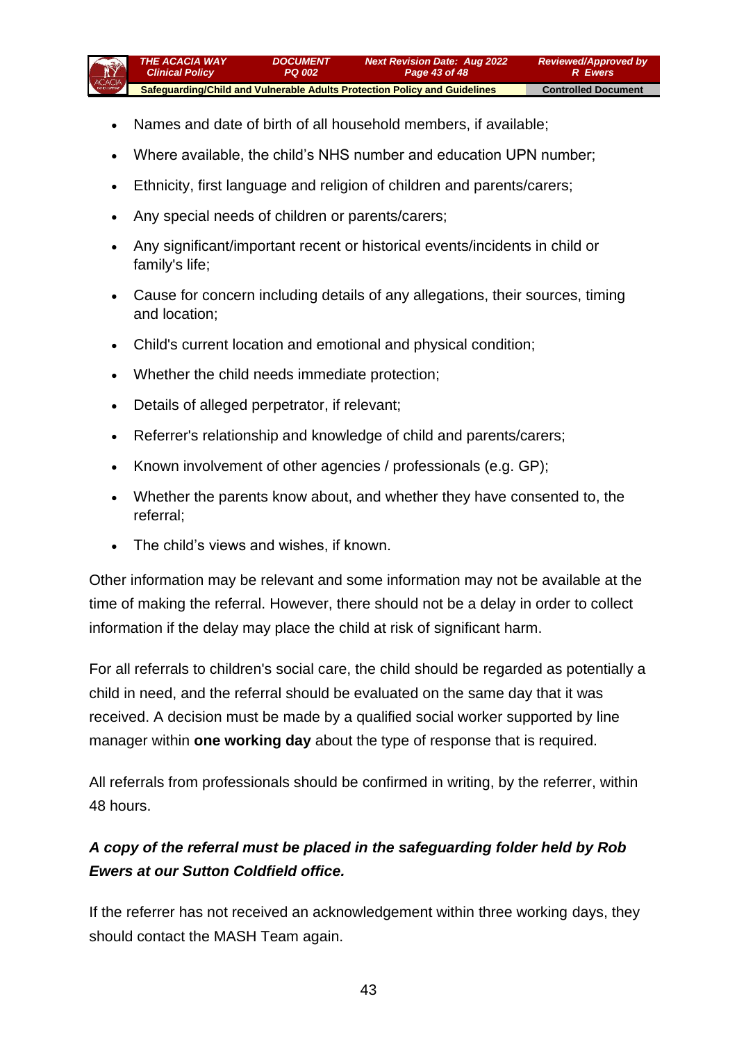- Names and date of birth of all household members, if available;
- Where available, the child's NHS number and education UPN number;
- Ethnicity, first language and religion of children and parents/carers;
- Any special needs of children or parents/carers;
- Any significant/important recent or historical events/incidents in child or family's life;
- Cause for concern including details of any allegations, their sources, timing and location;
- Child's current location and emotional and physical condition;
- Whether the child needs immediate protection;
- Details of alleged perpetrator, if relevant;
- Referrer's relationship and knowledge of child and parents/carers;
- Known involvement of other agencies / professionals (e.g. GP);
- Whether the parents know about, and whether they have consented to, the referral;
- The child's views and wishes, if known.

Other information may be relevant and some information may not be available at the time of making the referral. However, there should not be a delay in order to collect information if the delay may place the child at risk of significant harm.

For all referrals to children's social care, the child should be regarded as potentially a child in need, and the referral should be evaluated on the same day that it was received. A decision must be made by a qualified social worker supported by line manager within **one working day** about the type of response that is required.

All referrals from professionals should be confirmed in writing, by the referrer, within 48 hours.

***A copy of the referral must be placed in the safeguarding folder held by Rob Ewers at our Sutton Coldfield office.***

If the referrer has not received an acknowledgement within three working days, they should contact the MASH Team again.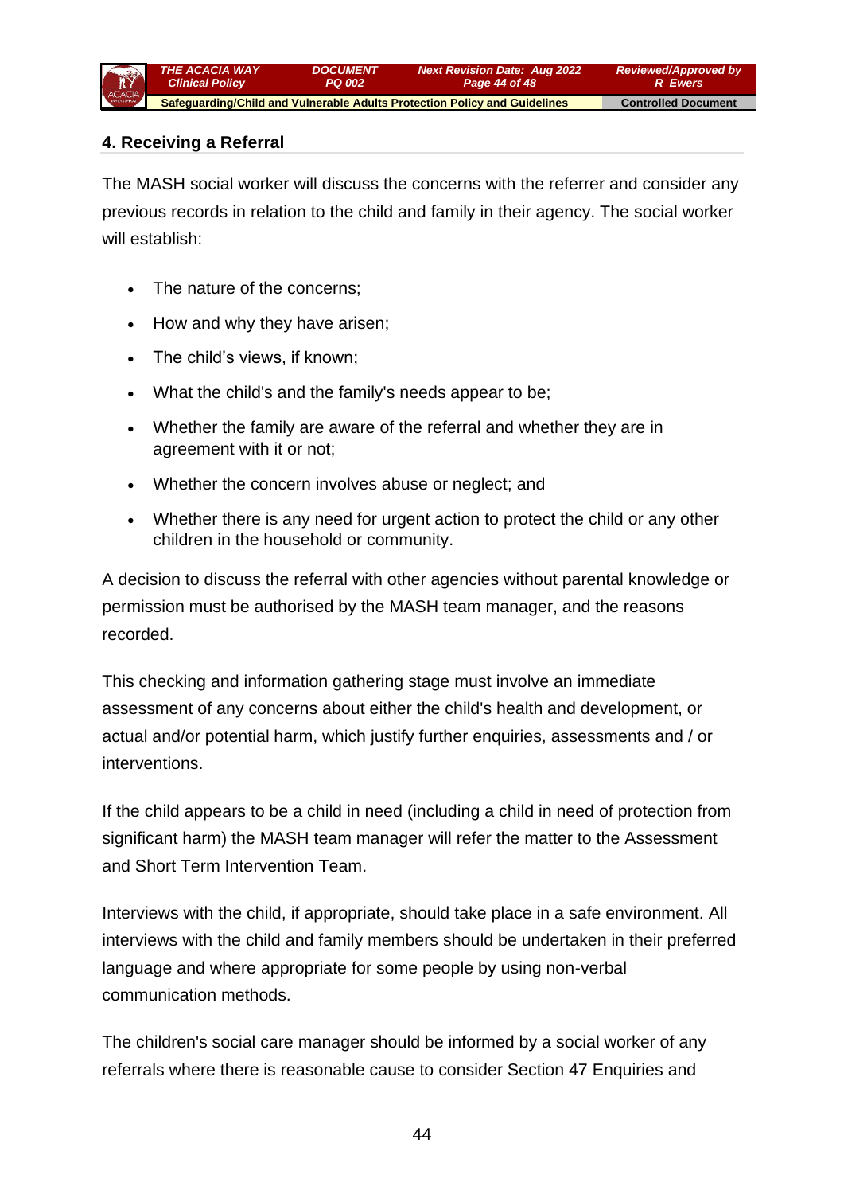## 4. Receiving a Referral

The MASH social worker will discuss the concerns with the referrer and consider any previous records in relation to the child and family in their agency. The social worker will establish:

- The nature of the concerns;
- How and why they have arisen;
- The child's views, if known;
- What the child's and the family's needs appear to be;
- Whether the family are aware of the referral and whether they are in agreement with it or not;
- Whether the concern involves abuse or neglect; and
- Whether there is any need for urgent action to protect the child or any other children in the household or community.

A decision to discuss the referral with other agencies without parental knowledge or permission must be authorised by the MASH team manager, and the reasons recorded.

This checking and information gathering stage must involve an immediate assessment of any concerns about either the child's health and development, or actual and/or potential harm, which justify further enquiries, assessments and / or interventions.

If the child appears to be a child in need (including a child in need of protection from significant harm) the MASH team manager will refer the matter to the Assessment and Short Term Intervention Team.

Interviews with the child, if appropriate, should take place in a safe environment. All interviews with the child and family members should be undertaken in their preferred language and where appropriate for some people by using non-verbal communication methods.

The children's social care manager should be informed by a social worker of any referrals where there is reasonable cause to consider Section 47 Enquiries and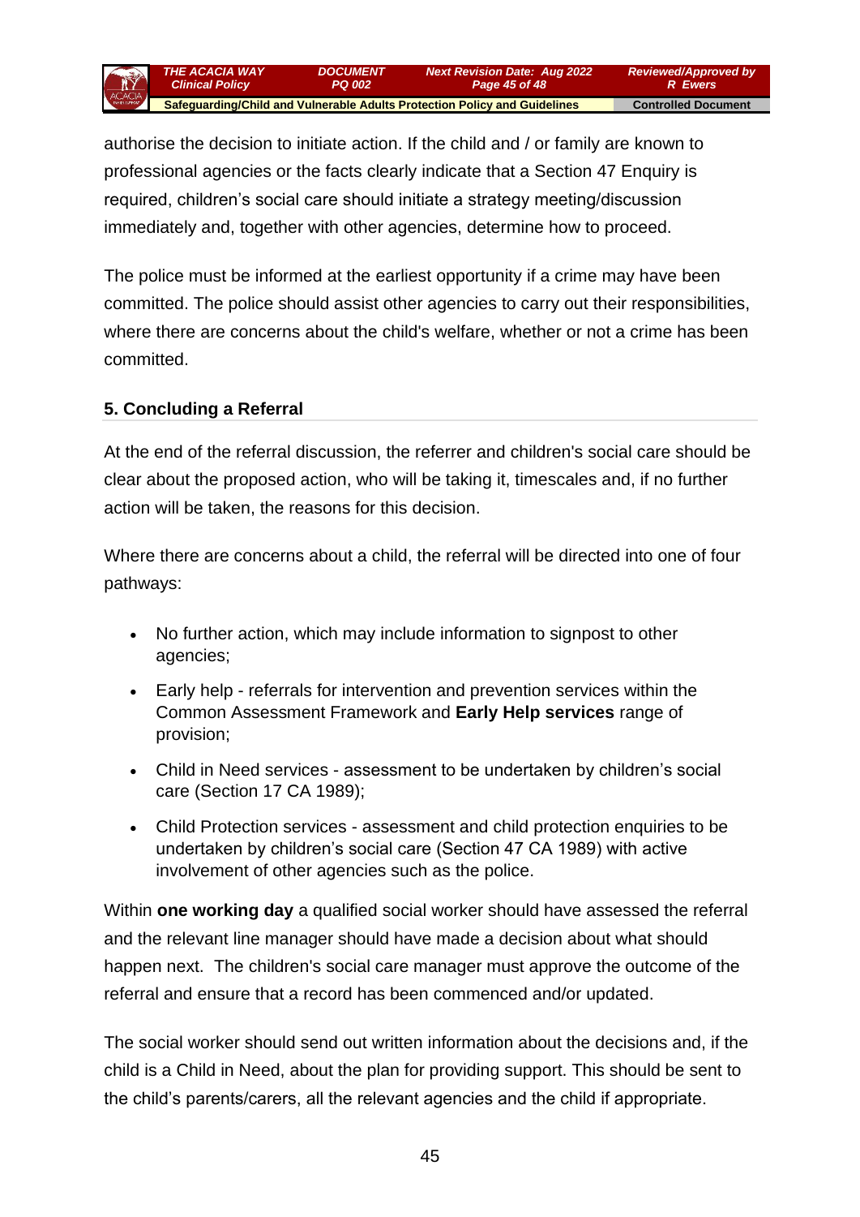authorise the decision to initiate action. If the child and / or family are known to professional agencies or the facts clearly indicate that a Section 47 Enquiry is required, children's social care should initiate a strategy meeting/discussion immediately and, together with other agencies, determine how to proceed.

The police must be informed at the earliest opportunity if a crime may have been committed. The police should assist other agencies to carry out their responsibilities, where there are concerns about the child's welfare, whether or not a crime has been committed.

### 5. Concluding a Referral

At the end of the referral discussion, the referrer and children's social care should be clear about the proposed action, who will be taking it, timescales and, if no further action will be taken, the reasons for this decision.

Where there are concerns about a child, the referral will be directed into one of four pathways:

- No further action, which may include information to signpost to other agencies;
- Early help - referrals for intervention and prevention services within the Common Assessment Framework and **Early Help services** range of provision;
- Child in Need services - assessment to be undertaken by children's social care (Section 17 CA 1989);
- Child Protection services - assessment and child protection enquiries to be undertaken by children's social care (Section 47 CA 1989) with active involvement of other agencies such as the police.

Within **one working day** a qualified social worker should have assessed the referral and the relevant line manager should have made a decision about what should happen next. The children's social care manager must approve the outcome of the referral and ensure that a record has been commenced and/or updated.

The social worker should send out written information about the decisions and, if the child is a Child in Need, about the plan for providing support. This should be sent to the child's parents/carers, all the relevant agencies and the child if appropriate.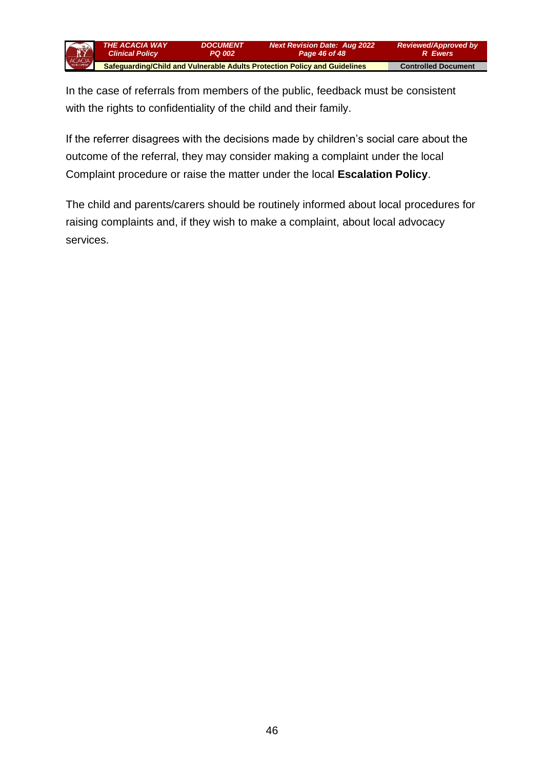In the case of referrals from members of the public, feedback must be consistent with the rights to confidentiality of the child and their family.

If the referrer disagrees with the decisions made by children's social care about the outcome of the referral, they may consider making a complaint under the local Complaint procedure or raise the matter under the local **Escalation Policy**.

The child and parents/carers should be routinely informed about local procedures for raising complaints and, if they wish to make a complaint, about local advocacy services.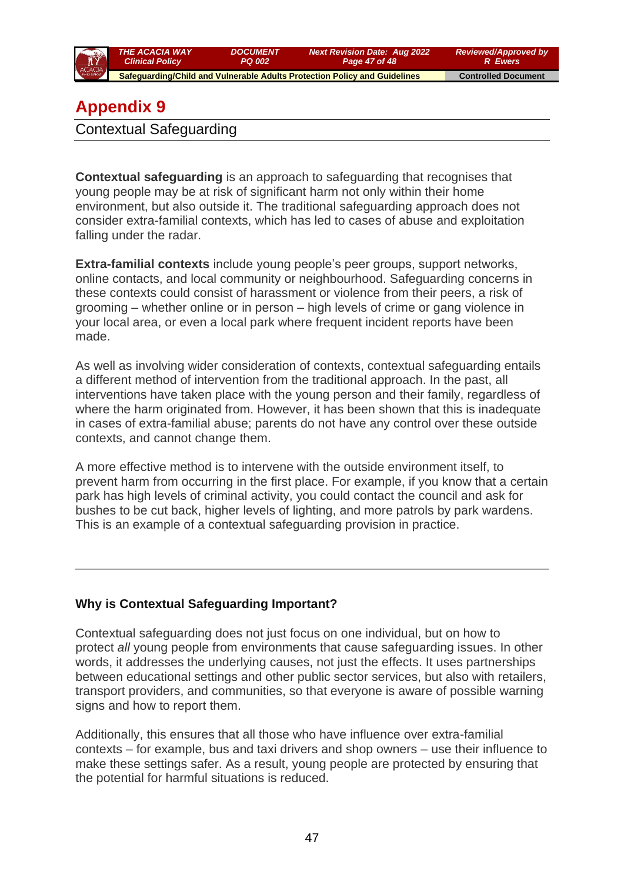# Appendix 9

## Contextual Safeguarding

**Contextual safeguarding** is an approach to safeguarding that recognises that young people may be at risk of significant harm not only within their home environment, but also outside it. The traditional safeguarding approach does not consider extra-familial contexts, which has led to cases of abuse and exploitation falling under the radar.

**Extra-familial contexts** include young people's peer groups, support networks, online contacts, and local community or neighbourhood. Safeguarding concerns in these contexts could consist of harassment or violence from their peers, a risk of grooming – whether online or in person – high levels of crime or gang violence in your local area, or even a local park where frequent incident reports have been made.

As well as involving wider consideration of contexts, contextual safeguarding entails a different method of intervention from the traditional approach. In the past, all interventions have taken place with the young person and their family, regardless of where the harm originated from. However, it has been shown that this is inadequate in cases of extra-familial abuse; parents do not have any control over these outside contexts, and cannot change them.

A more effective method is to intervene with the outside environment itself, to prevent harm from occurring in the first place. For example, if you know that a certain park has high levels of criminal activity, you could contact the council and ask for bushes to be cut back, higher levels of lighting, and more patrols by park wardens. This is an example of a contextual safeguarding provision in practice.

---

### Why is Contextual Safeguarding Important?

Contextual safeguarding does not just focus on one individual, but on how to protect *all* young people from environments that cause safeguarding issues. In other words, it addresses the underlying causes, not just the effects. It uses partnerships between educational settings and other public sector services, but also with retailers, transport providers, and communities, so that everyone is aware of possible warning signs and how to report them.

Additionally, this ensures that all those who have influence over extra-familial contexts – for example, bus and taxi drivers and shop owners – use their influence to make these settings safer. As a result, young people are protected by ensuring that the potential for harmful situations is reduced.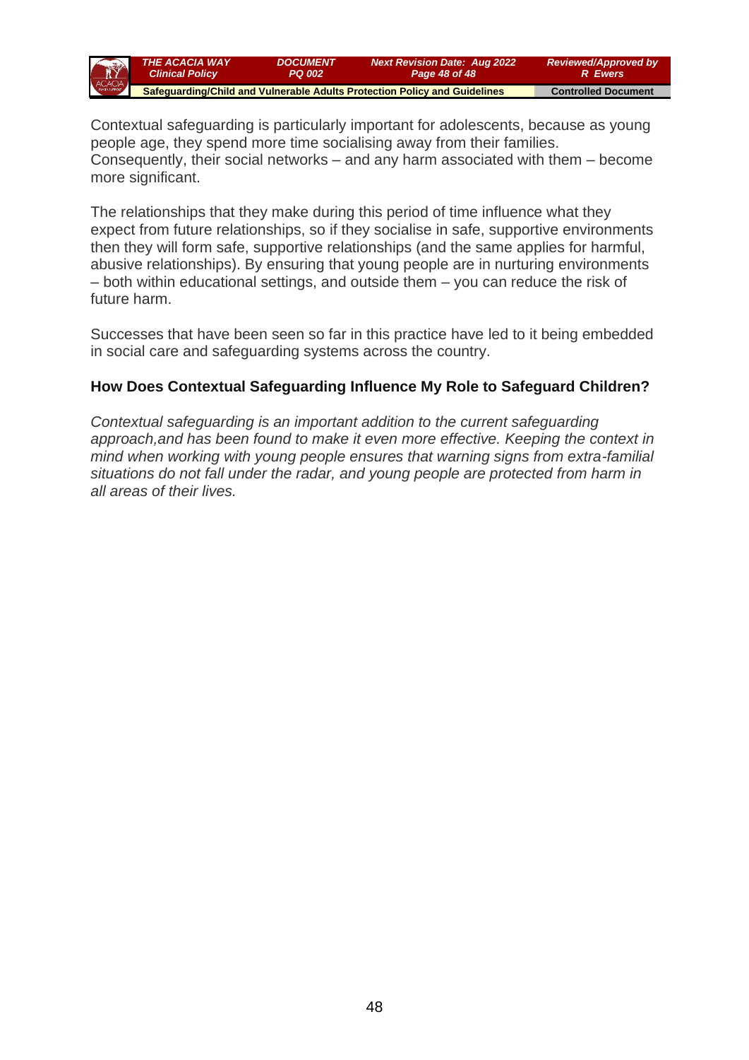Contextual safeguarding is particularly important for adolescents, because as young people age, they spend more time socialising away from their families. Consequently, their social networks – and any harm associated with them – become more significant.

The relationships that they make during this period of time influence what they expect from future relationships, so if they socialise in safe, supportive environments then they will form safe, supportive relationships (and the same applies for harmful, abusive relationships). By ensuring that young people are in nurturing environments – both within educational settings, and outside them – you can reduce the risk of future harm.

Successes that have been seen so far in this practice have led to it being embedded in social care and safeguarding systems across the country.

### How Does Contextual Safeguarding Influence My Role to Safeguard Children?

*Contextual safeguarding is an important addition to the current safeguarding approach,and has been found to make it even more effective. Keeping the context in mind when working with young people ensures that warning signs from extra-familial situations do not fall under the radar, and young people are protected from harm in all areas of their lives.*